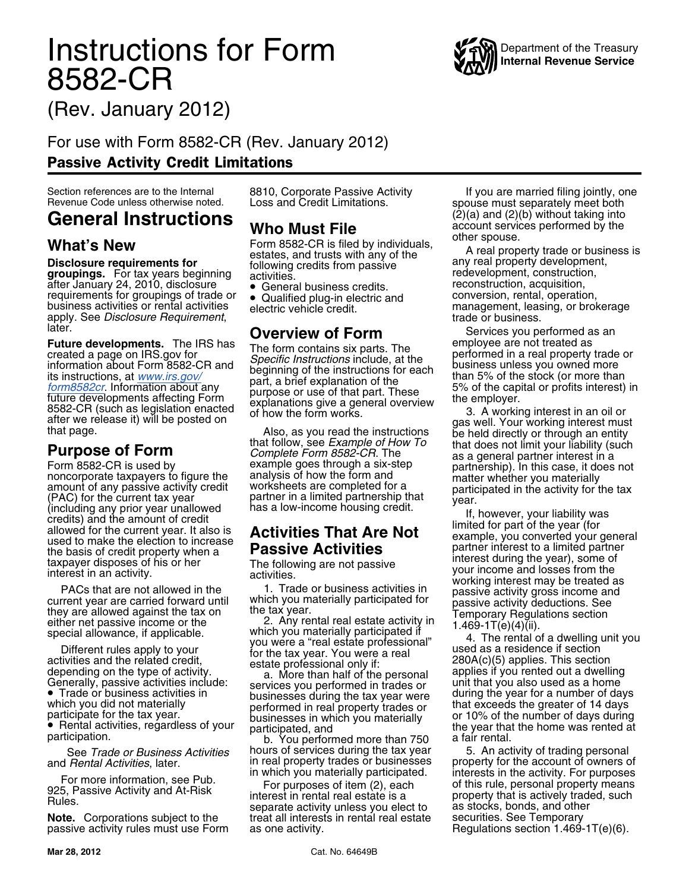# Instructions for Form 8582-CR

(Rev. January 2012)

For use with Form 8582-CR (Rev. January 2012)

**Passive Activity Credit Limitations**

Section references are to the Internal Revenue Code unless otherwise noted.

## General Instructions

### What's New

**Disclosure requirements for groupings.** For tax years beginning after January 24, 2010, disclosure requirements for groupings of trade or business activities or rental activities apply. See *Disclosure Requirement*, later.

**Future developments.** The IRS has created a page on IRS.gov for information about Form 8582-CR and its instructions, at *www.irs.gov/form8582cr*. Information about any future developments affecting Form 8582-CR (such as legislation enacted after we release it) will be posted on that page.

### Purpose of Form

Form 8582-CR is used by noncorporate taxpayers to figure the amount of any passive activity credit (PAC) for the current tax year (including any prior year unallowed credits) and the amount of credit allowed for the current year. It also is used to make the election to increase the basis of credit property when a taxpayer disposes of his or her interest in an activity.

PACs that are not allowed in the current year are carried forward until they are allowed against the tax on either net passive income or the special allowance, if applicable.

Different rules apply to your activities and the related credit, depending on the type of activity. Generally, passive activities include:

- Trade or business activities in which you did not materially participate for the tax year.
- Rental activities, regardless of your participation.

See *Trade or Business Activities* and *Rental Activities*, later.

For more information, see Pub. 925, Passive Activity and At-Risk Rules.

**Note.** Corporations subject to the passive activity rules must use Form 8810, Corporate Passive Activity Loss and Credit Limitations.

### Who Must File

Form 8582-CR is filed by individuals, estates, and trusts with any of the following credits from passive activities.

- General business credits.
- Qualified plug-in electric and electric vehicle credit.

### Overview of Form

The form contains six parts. The *Specific Instructions* include, at the beginning of the instructions for each part, a brief explanation of the purpose or use of that part. These explanations give a general overview of how the form works.

Also, as you read the instructions that follow, see *Example of How To Complete Form 8582-CR*. The example goes through a six-step analysis of how the form and worksheets are completed for a partner in a limited partnership that has a low-income housing credit.

### Activities That Are Not Passive Activities

The following are not passive activities.

1. Trade or business activities in which you materially participated for the tax year.

2. Any rental real estate activity in which you materially participated if you were a "real estate professional" for the tax year. You were a real estate professional only if:

   a. More than half of the personal services you performed in trades or businesses during the tax year were performed in real property trades or businesses in which you materially participated, and

   b. You performed more than 750 hours of services during the tax year in real property trades or businesses in which you materially participated.

For purposes of item (2), each interest in rental real estate is a separate activity unless you elect to treat all interests in rental real estate as one activity.

If you are married filing jointly, one spouse must separately meet both (2)(a) and (2)(b) without taking into account services performed by the other spouse.

A real property trade or business is any real property development, redevelopment, construction, reconstruction, acquisition, conversion, rental, operation, management, leasing, or brokerage trade or business.

Services you performed as an employee are not treated as performed in a real property trade or business unless you owned more than 5% of the stock (or more than 5% of the capital or profits interest) in the employer.

3. A working interest in an oil or gas well. Your working interest must be held directly or through an entity that does not limit your liability (such as a general partner interest in a partnership). In this case, it does not matter whether you materially participated in the activity for the tax year.

If, however, your liability was limited for part of the year (for example, you converted your general partner interest to a limited partner interest during the year), some of your income and losses from the working interest may be treated as passive activity gross income and passive activity deductions. See Temporary Regulations section 1.469-1T(e)(4)(ii).

4. The rental of a dwelling unit you used as a residence if section 280A(c)(5) applies. This section applies if you rented out a dwelling unit that you also used as a home during the year for a number of days that exceeds the greater of 14 days or 10% of the number of days during the year that the home was rented at a fair rental.

5. An activity of trading personal property for the account of owners of interests in the activity. For purposes of this rule, personal property means property that is actively traded, such as stocks, bonds, and other securities. See Temporary Regulations section 1.469-1T(e)(6).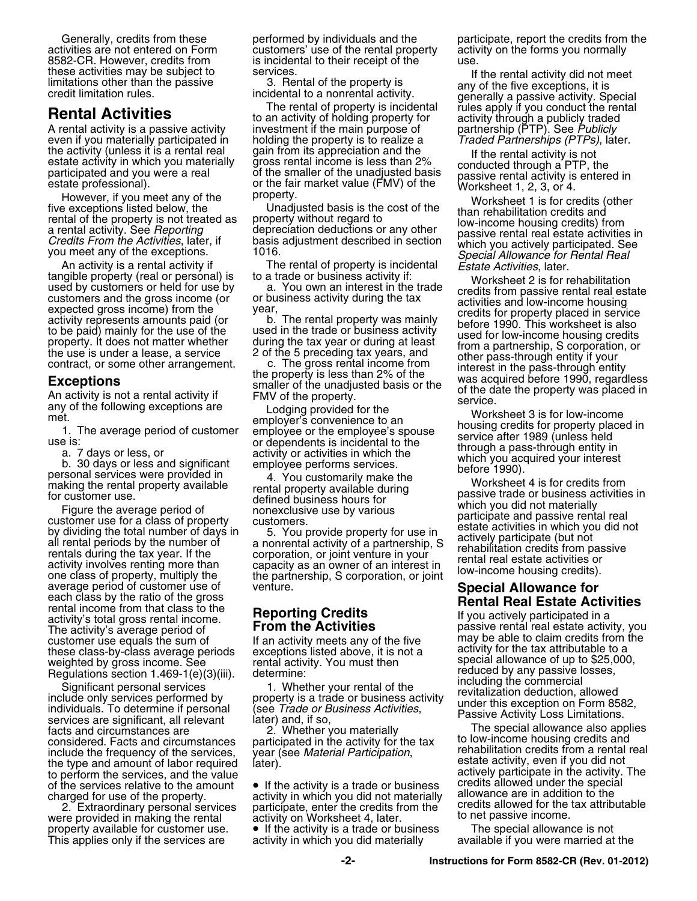Generally, credits from these activities are not entered on Form 8582-CR. However, credits from these activities may be subject to limitations other than the passive credit limitation rules.

## Rental Activities

A rental activity is a passive activity even if you materially participated in the activity (unless it is a rental real estate activity in which you materially participated and you were a real estate professional).

However, if you meet any of the five exceptions listed below, the rental of the property is not treated as a rental activity. See *Reporting Credits From the Activities*, later, if you meet any of the exceptions.

An activity is a rental activity if tangible property (real or personal) is used by customers or held for use by customers and the gross income (or expected gross income) from the activity represents amounts paid (or to be paid) mainly for the use of the property. It does not matter whether the use is under a lease, a service contract, or some other arrangement.

### Exceptions

An activity is not a rental activity if any of the following exceptions are met.

1. The average period of customer use is:

   a. 7 days or less, or

   b. 30 days or less and significant personal services were provided in making the rental property available for customer use.

Figure the average period of customer use for a class of property by dividing the total number of days in all rental periods by the number of rentals during the tax year. If the activity involves renting more than one class of property, multiply the average period of customer use of each class by the ratio of the gross rental income from that class to the activity's total gross rental income. The activity's average period of customer use equals the sum of these class-by-class average periods weighted by gross income. See Regulations section 1.469-1(e)(3)(iii).

Significant personal services include only services performed by individuals. To determine if personal services are significant, all relevant facts and circumstances are considered. Facts and circumstances include the frequency of the services, the type and amount of labor required to perform the services, and the value of the services relative to the amount charged for use of the property.

2. Extraordinary personal services were provided in making the rental property available for customer use. This applies only if the services are performed by individuals and the customers' use of the rental property is incidental to their receipt of the services.

3. Rental of the property is incidental to a nonrental activity.

The rental of property is incidental to an activity of holding property for investment if the main purpose of holding the property is to realize a gain from its appreciation and the gross rental income is less than 2% of the smaller of the unadjusted basis or the fair market value (FMV) of the property.

Unadjusted basis is the cost of the property without regard to depreciation deductions or any other basis adjustment described in section 1016.

The rental of property is incidental to a trade or business activity if:

   a. You own an interest in the trade or business activity during the tax year,

   b. The rental property was mainly used in the trade or business activity during the tax year or during at least 2 of the 5 preceding tax years, and

   c. The gross rental income from the property is less than 2% of the smaller of the unadjusted basis or the FMV of the property.

Lodging provided for the employer's convenience to an employee or the employee's spouse or dependents is incidental to the activity or activities in which the employee performs services.

4. You customarily make the rental property available during defined business hours for nonexclusive use by various customers.

5. You provide property for use in a nonrental activity of a partnership, S corporation, or joint venture in your capacity as an owner of an interest in the partnership, S corporation, or joint venture.

## Reporting Credits From the Activities

If an activity meets any of the five exceptions listed above, it is not a rental activity. You must then determine:

1. Whether your rental of the property is a trade or business activity (see *Trade or Business Activities*, later) and, if so,

2. Whether you materially participated in the activity for the tax year (see *Material Participation*, later).

- If the activity is a trade or business activity in which you did not materially participate, enter the credits from the activity on Worksheet 4, later.
- If the activity is a trade or business activity in which you did materially participate, report the credits from the activity on the forms you normally use.

If the rental activity did not meet any of the five exceptions, it is generally a passive activity. Special rules apply if you conduct the rental activity through a publicly traded partnership (PTP). See *Publicly Traded Partnerships (PTPs)*, later.

If the rental activity is not conducted through a PTP, the passive rental activity is entered in Worksheet 1, 2, 3, or 4.

Worksheet 1 is for credits (other than rehabilitation credits and low-income housing credits) from passive rental real estate activities in which you actively participated. See *Special Allowance for Rental Real Estate Activities*, later.

Worksheet 2 is for rehabilitation credits from passive rental real estate activities and low-income housing credits for property placed in service before 1990. This worksheet is also used for low-income housing credits from a partnership, S corporation, or other pass-through entity if your interest in the pass-through entity was acquired before 1990, regardless of the date the property was placed in service.

Worksheet 3 is for low-income housing credits for property placed in service after 1989 (unless held through a pass-through entity in which you acquired your interest before 1990).

Worksheet 4 is for credits from passive trade or business activities in which you did not materially participate and passive rental real estate activities in which you did not actively participate (but not rehabilitation credits from passive rental real estate activities or low-income housing credits).

## Special Allowance for Rental Real Estate Activities

If you actively participated in a passive rental real estate activity, you may be able to claim credits from the activity for the tax attributable to a special allowance of up to $25,000, reduced by any passive losses, including the commercial revitalization deduction, allowed under this exception on Form 8582, Passive Activity Loss Limitations.

The special allowance also applies to low-income housing credits and rehabilitation credits from a rental real estate activity, even if you did not actively participate in the activity. The credits allowed under the special allowance are in addition to the credits allowed for the tax attributable to net passive income.

The special allowance is not available if you were married at the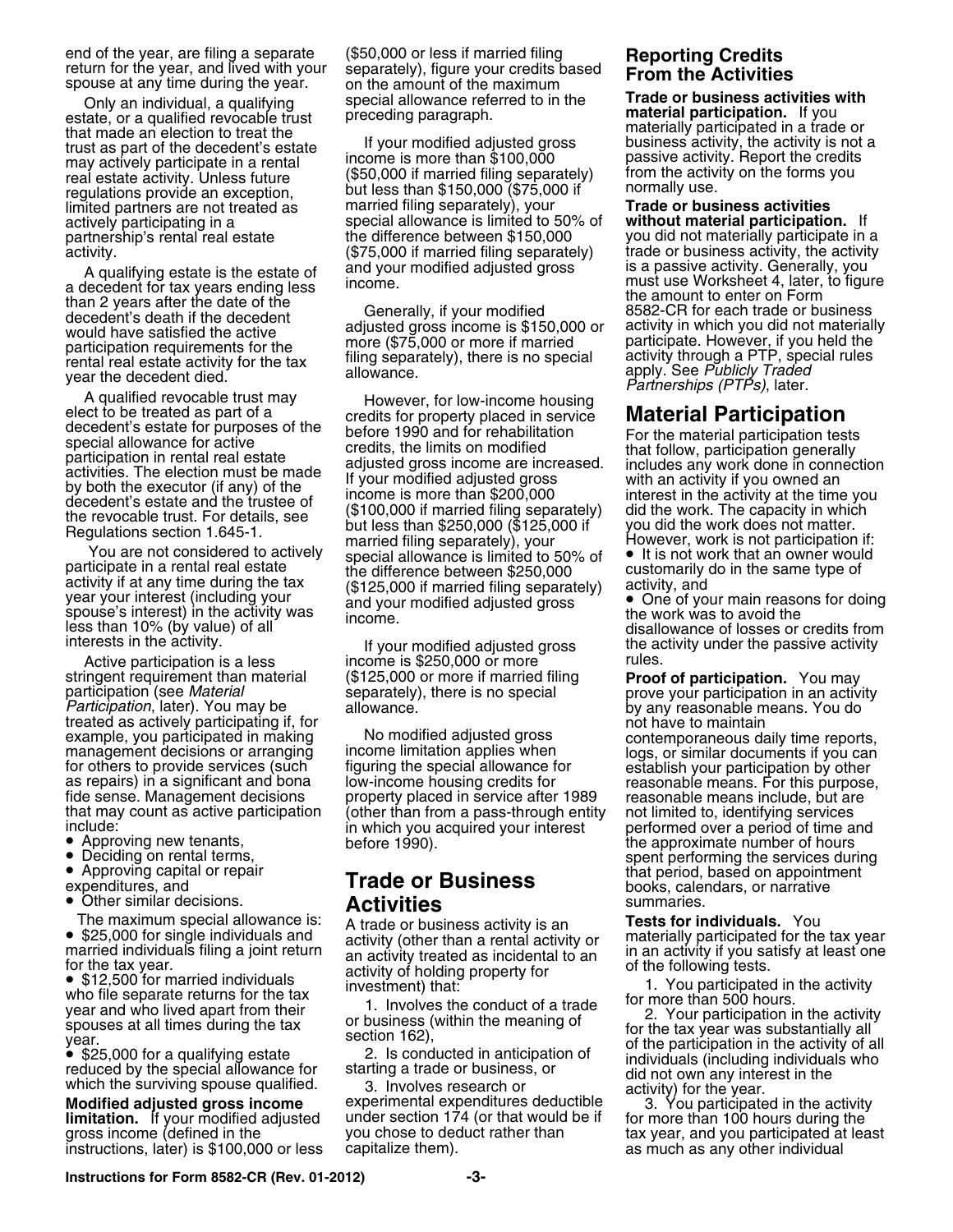end of the year, are filing a separate return for the year, and lived with your spouse at any time during the year.

Only an individual, a qualifying estate, or a qualified revocable trust that made an election to treat the trust as part of the decedent's estate may actively participate in a rental real estate activity. Unless future regulations provide an exception, limited partners are not treated as actively participating in a partnership's rental real estate activity.

A qualifying estate is the estate of a decedent for tax years ending less than 2 years after the date of the decedent's death if the decedent would have satisfied the active participation requirements for the rental real estate activity for the tax year the decedent died.

A qualified revocable trust may elect to be treated as part of a decedent's estate for purposes of the special allowance for active participation in rental real estate activities. The election must be made by both the executor (if any) of the decedent's estate and the trustee of the revocable trust. For details, see Regulations section 1.645-1.

You are not considered to actively participate in a rental real estate activity if at any time during the tax year your interest (including your spouse's interest) in the activity was less than 10% (by value) of all interests in the activity.

Active participation is a less stringent requirement than material participation (see *Material Participation*, later). You may be treated as actively participating if, for example, you participated in making management decisions or arranging for others to provide services (such as repairs) in a significant and bona fide sense. Management decisions that may count as active participation include:

- Approving new tenants,
- Deciding on rental terms,
- Approving capital or repair expenditures, and
- Other similar decisions.

The maximum special allowance is:

- $25,000 for single individuals and married individuals filing a joint return for the tax year.
- $12,500 for married individuals who file separate returns for the tax year and who lived apart from their spouses at all times during the tax year.
- $25,000 for a qualifying estate reduced by the special allowance for which the surviving spouse qualified.

**Modified adjusted gross income limitation.** If your modified adjusted gross income (defined in the instructions, later) is $100,000 or less ($50,000 or less if married filing separately), figure your credits based on the amount of the maximum special allowance referred to in the preceding paragraph.

If your modified adjusted gross income is more than $100,000 ($50,000 if married filing separately) but less than $150,000 ($75,000 if married filing separately), your special allowance is limited to 50% of the difference between $150,000 ($75,000 if married filing separately) and your modified adjusted gross income.

Generally, if your modified adjusted gross income is $150,000 or more ($75,000 or more if married filing separately), there is no special allowance.

However, for low-income housing credits for property placed in service before 1990 and for rehabilitation credits, the limits on modified adjusted gross income are increased. If your modified adjusted gross income is more than $200,000 ($100,000 if married filing separately) but less than $250,000 ($125,000 if married filing separately), your special allowance is limited to 50% of the difference between $250,000 ($125,000 if married filing separately) and your modified adjusted gross income.

If your modified adjusted gross income is $250,000 or more ($125,000 or more if married filing separately), there is no special allowance.

No modified adjusted gross income limitation applies when figuring the special allowance for low-income housing credits for property placed in service after 1989 (other than from a pass-through entity in which you acquired your interest before 1990).

## Trade or Business Activities

A trade or business activity is an activity (other than a rental activity or an activity treated as incidental to an activity of holding property for investment) that:

1. Involves the conduct of a trade or business (within the meaning of section 162),
2. Is conducted in anticipation of starting a trade or business, or
3. Involves research or experimental expenditures deductible under section 174 (or that would be if you chose to deduct rather than capitalize them).

### Reporting Credits From the Activities

**Trade or business activities with material participation.** If you materially participated in a trade or business activity, the activity is not a passive activity. Report the credits from the activity on the forms you normally use.

**Trade or business activities without material participation.** If you did not materially participate in a trade or business activity, the activity is a passive activity. Generally, you must use Worksheet 4, later, to figure the amount to enter on Form 8582-CR for each trade or business activity in which you did not materially participate. However, if you held the activity through a PTP, special rules apply. See *Publicly Traded Partnerships (PTPs)*, later.

## Material Participation

For the material participation tests that follow, participation generally includes any work done in connection with an activity if you owned an interest in the activity at the time you did the work. The capacity in which you did the work does not matter. However, work is not participation if:

- It is not work that an owner would customarily do in the same type of activity, and
- One of your main reasons for doing the work was to avoid the disallowance of losses or credits from the activity under the passive activity rules.

**Proof of participation.** You may prove your participation in an activity by any reasonable means. You do not have to maintain contemporaneous daily time reports, logs, or similar documents if you can establish your participation by other reasonable means. For this purpose, reasonable means include, but are not limited to, identifying services performed over a period of time and the approximate number of hours spent performing the services during that period, based on appointment books, calendars, or narrative summaries.

**Tests for individuals.** You materially participated for the tax year in an activity if you satisfy at least one of the following tests.

1. You participated in the activity for more than 500 hours.
2. Your participation in the activity for the tax year was substantially all of the participation in the activity of all individuals (including individuals who did not own any interest in the activity) for the year.
3. You participated in the activity for more than 100 hours during the tax year, and you participated at least as much as any other individual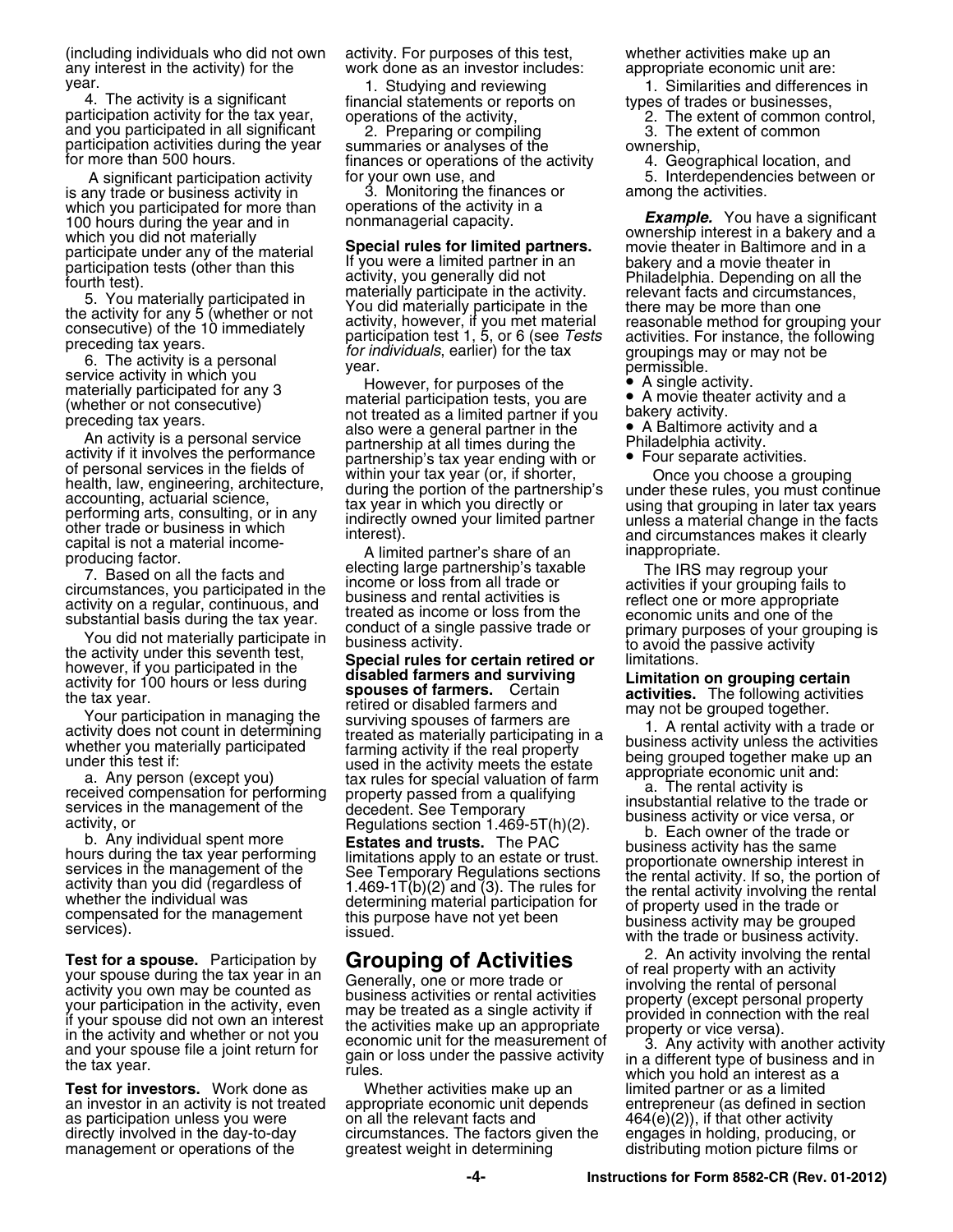(including individuals who did not own any interest in the activity) for the year.

4. The activity is a significant participation activity for the tax year, and you participated in all significant participation activities during the year for more than 500 hours.

A significant participation activity is any trade or business activity in which you participated for more than 100 hours during the year and in which you did not materially participate under any of the material participation tests (other than this fourth test).

5. You materially participated in the activity for any 5 (whether or not consecutive) of the 10 immediately preceding tax years.

6. The activity is a personal service activity in which you materially participated for any 3 (whether or not consecutive) preceding tax years.

An activity is a personal service activity if it involves the performance of personal services in the fields of health, law, engineering, architecture, accounting, actuarial science, performing arts, consulting, or in any other trade or business in which capital is not a material income-producing factor.

7. Based on all the facts and circumstances, you participated in the activity on a regular, continuous, and substantial basis during the tax year.

You did not materially participate in the activity under this seventh test, however, if you participated in the activity for 100 hours or less during the tax year.

Your participation in managing the activity does not count in determining whether you materially participated under this test if:

a. Any person (except you) received compensation for performing services in the management of the activity, or

b. Any individual spent more hours during the tax year performing services in the management of the activity than you did (regardless of whether the individual was compensated for the management services).

**Test for a spouse.** Participation by your spouse during the tax year in an activity you own may be counted as your participation in the activity, even if your spouse did not own an interest in the activity and whether or not you and your spouse file a joint return for the tax year.

**Test for investors.** Work done as an investor in an activity is not treated as participation unless you were directly involved in the day-to-day management or operations of the activity. For purposes of this test, work done as an investor includes:

1. Studying and reviewing financial statements or reports on operations of the activity,

2. Preparing or compiling summaries or analyses of the finances or operations of the activity for your own use, and

3. Monitoring the finances or operations of the activity in a nonmanagerial capacity.

**Special rules for limited partners.** If you were a limited partner in an activity, you generally did not materially participate in the activity. You did materially participate in the activity, however, if you met material participation test 1, 5, or 6 (see *Tests for individuals*, earlier) for the tax year.

However, for purposes of the material participation tests, you are not treated as a limited partner if you also were a general partner in the partnership at all times during the partnership's tax year ending with or within your tax year (or, if shorter, during the portion of the partnership's tax year in which you directly or indirectly owned your limited partner interest).

A limited partner's share of an electing large partnership's taxable income or loss from all trade or business and rental activities is treated as income or loss from the conduct of a single passive trade or business activity.

**Special rules for certain retired or disabled farmers and surviving spouses of farmers.** Certain retired or disabled farmers and surviving spouses of farmers are treated as materially participating in a farming activity if the real property used in the activity meets the estate tax rules for special valuation of farm property passed from a qualifying decedent. See Temporary Regulations section 1.469-5T(h)(2).

**Estates and trusts.** The PAC limitations apply to an estate or trust. See Temporary Regulations sections 1.469-1T(b)(2) and (3). The rules for determining material participation for this purpose have not yet been issued.

## Grouping of Activities

Generally, one or more trade or business activities or rental activities may be treated as a single activity if the activities make up an appropriate economic unit for the measurement of gain or loss under the passive activity rules.

Whether activities make up an appropriate economic unit depends on all the relevant facts and circumstances. The factors given the greatest weight in determining whether activities make up an appropriate economic unit are:

1. Similarities and differences in types of trades or businesses,

2. The extent of common control,

3. The extent of common ownership,

4. Geographical location, and

5. Interdependencies between or among the activities.

***Example.*** You have a significant ownership interest in a bakery and a movie theater in Baltimore and in a bakery and a movie theater in Philadelphia. Depending on all the relevant facts and circumstances, there may be more than one reasonable method for grouping your activities. For instance, the following groupings may or may not be permissible.

- A single activity.
- A movie theater activity and a bakery activity.
- A Baltimore activity and a Philadelphia activity.
- Four separate activities.

Once you choose a grouping under these rules, you must continue using that grouping in later tax years unless a material change in the facts and circumstances makes it clearly inappropriate.

The IRS may regroup your activities if your grouping fails to reflect one or more appropriate economic units and one of the primary purposes of your grouping is to avoid the passive activity limitations.

**Limitation on grouping certain activities.** The following activities may not be grouped together.

1. A rental activity with a trade or business activity unless the activities being grouped together make up an appropriate economic unit and:

a. The rental activity is insubstantial relative to the trade or business activity or vice versa, or

b. Each owner of the trade or business activity has the same proportionate ownership interest in the rental activity. If so, the portion of the rental activity involving the rental of property used in the trade or business activity may be grouped with the trade or business activity.

2. An activity involving the rental of real property with an activity involving the rental of personal property (except personal property provided in connection with the real property or vice versa).

3. Any activity with another activity in a different type of business and in which you hold an interest as a limited partner or as a limited entrepreneur (as defined in section 464(e)(2)), if that other activity engages in holding, producing, or distributing motion picture films or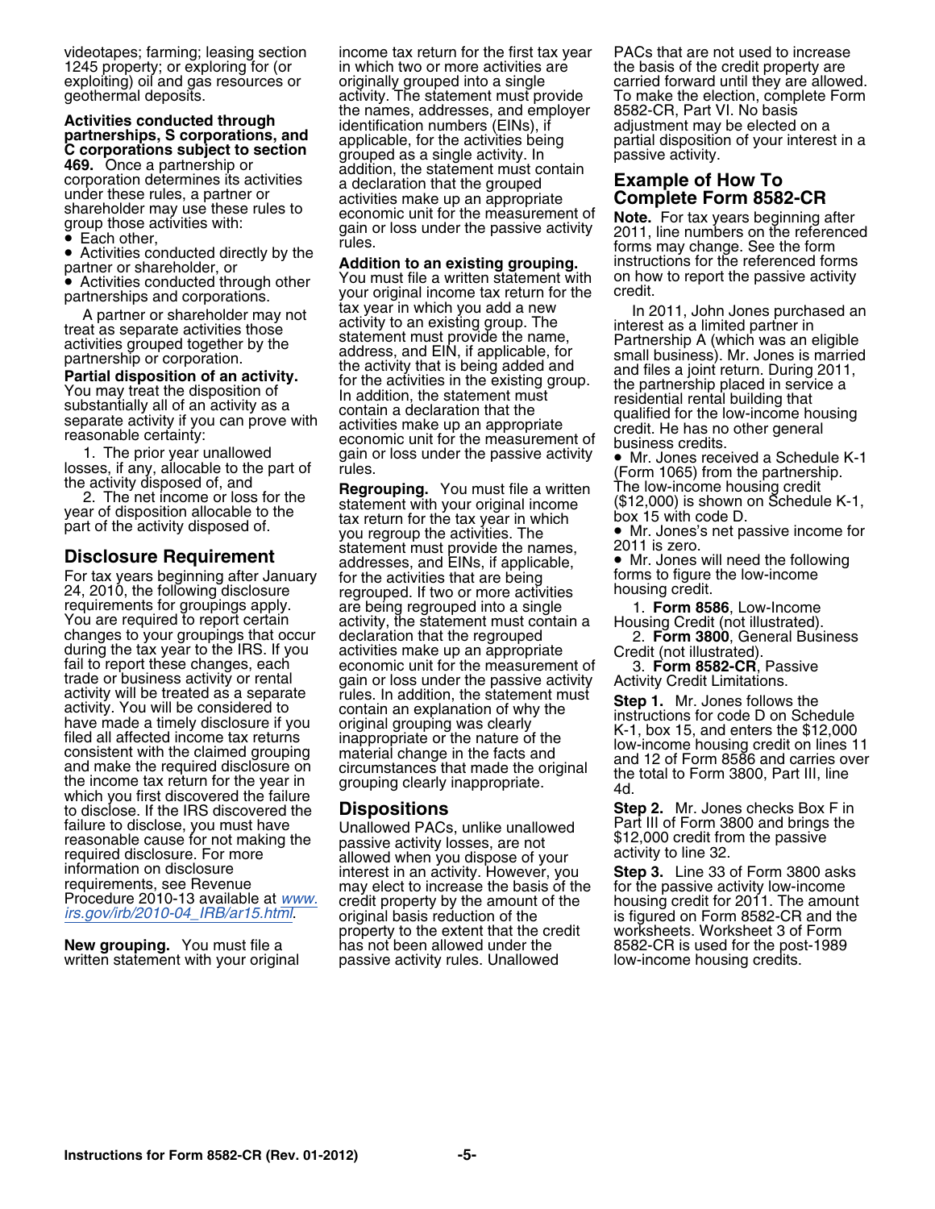videotapes; farming; leasing section 1245 property; or exploring for (or exploiting) oil and gas resources or geothermal deposits.

**Activities conducted through partnerships, S corporations, and C corporations subject to section 469.** Once a partnership or corporation determines its activities under these rules, a partner or shareholder may use these rules to group those activities with:

- Each other,
- Activities conducted directly by the partner or shareholder, or
- Activities conducted through other partnerships and corporations.

A partner or shareholder may not treat as separate activities those activities grouped together by the partnership or corporation.

**Partial disposition of an activity.** You may treat the disposition of substantially all of an activity as a separate activity if you can prove with reasonable certainty:

1. The prior year unallowed losses, if any, allocable to the part of the activity disposed of, and
2. The net income or loss for the year of disposition allocable to the part of the activity disposed of.

## Disclosure Requirement

For tax years beginning after January 24, 2010, the following disclosure requirements for groupings apply. You are required to report certain changes to your groupings that occur during the tax year to the IRS. If you fail to report these changes, each trade or business activity or rental activity will be treated as a separate activity. You will be considered to have made a timely disclosure if you filed all affected income tax returns consistent with the claimed grouping and make the required disclosure on the income tax return for the year in which you first discovered the failure to disclose. If the IRS discovered the failure to disclose, you must have reasonable cause for not making the required disclosure. For more information on disclosure requirements, see Revenue Procedure 2010-13 available at *www.irs.gov/irb/2010-04_IRB/ar15.html*.

**New grouping.** You must file a written statement with your original income tax return for the first tax year in which two or more activities are originally grouped into a single activity. The statement must provide the names, addresses, and employer identification numbers (EINs), if applicable, for the activities being grouped as a single activity. In addition, the statement must contain a declaration that the grouped activities make up an appropriate economic unit for the measurement of gain or loss under the passive activity rules.

**Addition to an existing grouping.** You must file a written statement with your original income tax return for the tax year in which you add a new activity to an existing group. The statement must provide the name, address, and EIN, if applicable, for the activity that is being added and for the activities in the existing group. In addition, the statement must contain a declaration that the activities make up an appropriate economic unit for the measurement of gain or loss under the passive activity rules.

**Regrouping.** You must file a written statement with your original income tax return for the tax year in which you regroup the activities. The statement must provide the names, addresses, and EINs, if applicable, for the activities that are being regrouped. If two or more activities are being regrouped into a single activity, the statement must contain a declaration that the regrouped activities make up an appropriate economic unit for the measurement of gain or loss under the passive activity rules. In addition, the statement must contain an explanation of why the original grouping was clearly inappropriate or the nature of the material change in the facts and circumstances that made the original grouping clearly inappropriate.

## Dispositions

Unallowed PACs, unlike unallowed passive activity losses, are not allowed when you dispose of your interest in an activity. However, you may elect to increase the basis of the credit property by the amount of the original basis reduction of the property to the extent that the credit has not been allowed under the passive activity rules. Unallowed PACs that are not used to increase the basis of the credit property are carried forward until they are allowed. To make the election, complete Form 8582-CR, Part VI. No basis adjustment may be elected on a partial disposition of your interest in a passive activity.

## Example of How To Complete Form 8582-CR

**Note.** For tax years beginning after 2011, line numbers on the referenced forms may change. See the form instructions for the referenced forms on how to report the passive activity credit.

In 2011, John Jones purchased an interest as a limited partner in Partnership A (which was an eligible small business). Mr. Jones is married and files a joint return. During 2011, the partnership placed in service a residential rental building that qualified for the low-income housing credit. He has no other general business credits.

- Mr. Jones received a Schedule K-1 (Form 1065) from the partnership. The low-income housing credit ($12,000) is shown on Schedule K-1, box 15 with code D.
- Mr. Jones's net passive income for 2011 is zero.
- Mr. Jones will need the following forms to figure the low-income housing credit.

1. **Form 8586**, Low-Income Housing Credit (not illustrated).
2. **Form 3800**, General Business Credit (not illustrated).
3. **Form 8582-CR**, Passive Activity Credit Limitations.

**Step 1.** Mr. Jones follows the instructions for code D on Schedule K-1, box 15, and enters the $12,000 low-income housing credit on lines 11 and 12 of Form 8586 and carries over the total to Form 3800, Part III, line 4d.

**Step 2.** Mr. Jones checks Box F in Part III of Form 3800 and brings the $12,000 credit from the passive activity to line 32.

**Step 3.** Line 33 of Form 3800 asks for the passive activity low-income housing credit for 2011. The amount is figured on Form 8582-CR and the worksheets. Worksheet 3 of Form 8582-CR is used for the post-1989 low-income housing credits.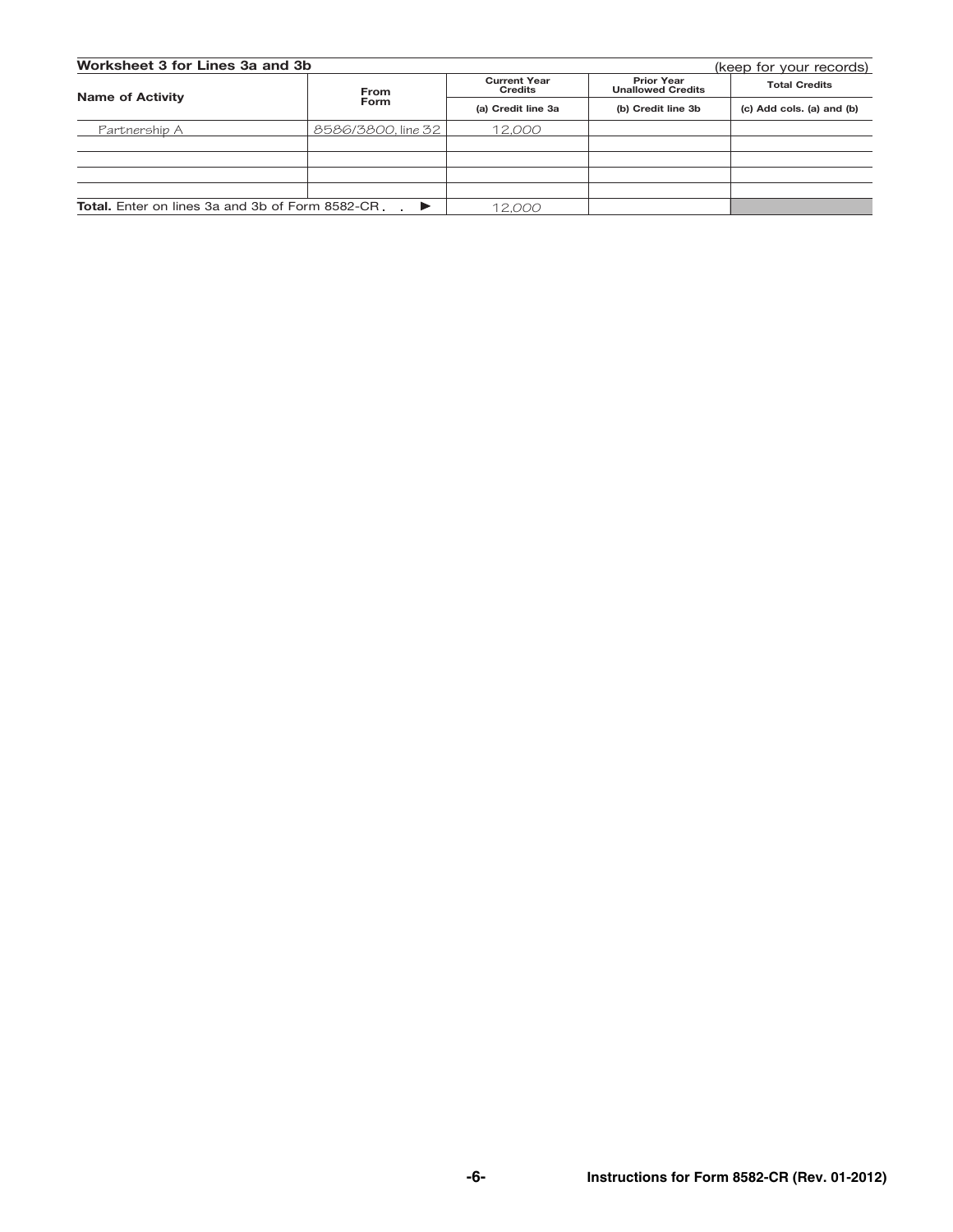**Worksheet 3 for Lines 3a and 3b** (keep for your records)

| Name of Activity | From Form | Current Year Credits | Prior Year Unallowed Credits | Total Credits |
|---|---|---|---|---|
| | | (a) Credit line 3a | (b) Credit line 3b | (c) Add cols. (a) and (b) |
| Partnership A | 8586/3800, line 32 | 12,000 | | |
| | | | | |
| | | | | |
| | | | | |
| | | | | |
| **Total.** Enter on lines 3a and 3b of Form 8582-CR . . ▶ | | 12,000 | | |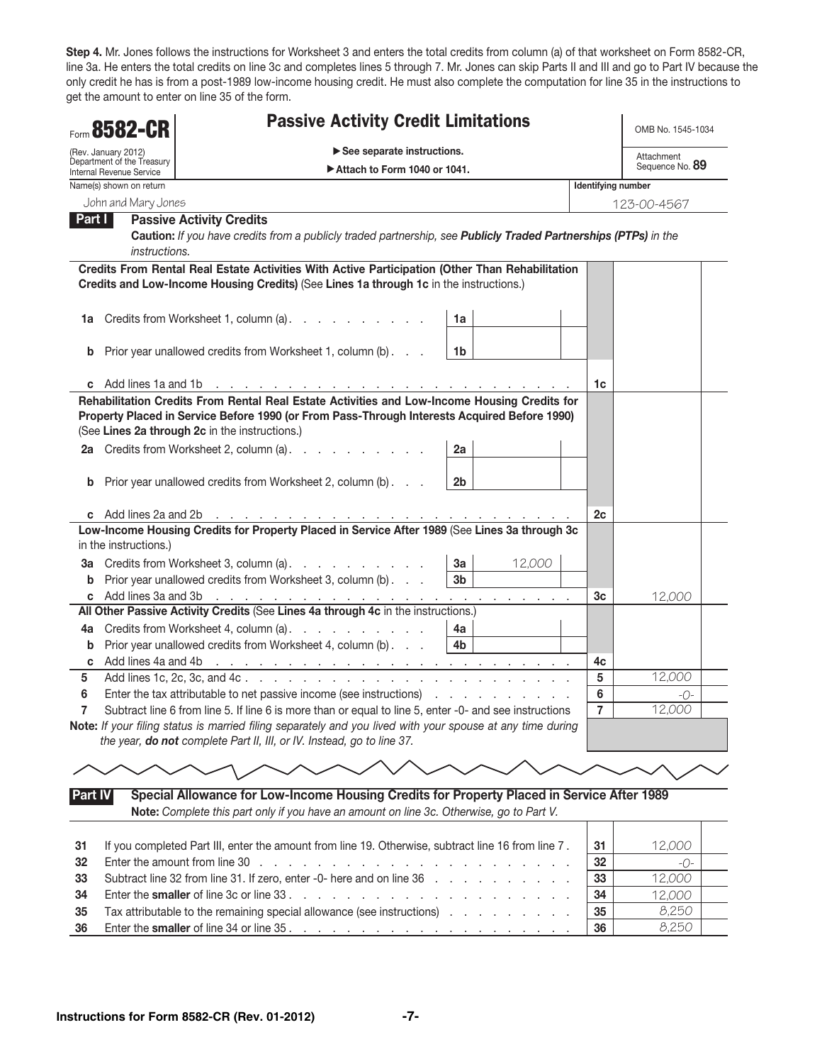**Step 4.** Mr. Jones follows the instructions for Worksheet 3 and enters the total credits from column (a) of that worksheet on Form 8582-CR, line 3a. He enters the total credits on line 3c and completes lines 5 through 7. Mr. Jones can skip Parts II and III and go to Part IV because the only credit he has is from a post-1989 low-income housing credit. He must also complete the computation for line 35 in the instructions to get the amount to enter on line 35 of the form.

# Form 8582-CR — Passive Activity Credit Limitations

(Rev. January 2012)
Department of the Treasury
Internal Revenue Service

▶ See separate instructions.
▶ Attach to Form 1040 or 1041.

OMB No. 1545-1034
Attachment Sequence No. **89**

| Name(s) shown on return | Identifying number |
|---|---|
| John and Mary Jones | 123-00-4567 |

## Part I — Passive Activity Credits

**Caution:** *If you have credits from a publicly traded partnership, see* ***Publicly Traded Partnerships (PTPs)*** *in the instructions.*

| Line | Description | | Amount | | Amount |
|---|---|---|---|---|---|
| | **Credits From Rental Real Estate Activities With Active Participation (Other Than Rehabilitation Credits and Low-Income Housing Credits)** (See **Lines 1a through 1c** in the instructions.) | | | | |
| 1a | Credits from Worksheet 1, column (a) | 1a | | | |
| b | Prior year unallowed credits from Worksheet 1, column (b) | 1b | | | |
| c | Add lines 1a and 1b | | | 1c | |
| | **Rehabilitation Credits From Rental Real Estate Activities and Low-Income Housing Credits for Property Placed in Service Before 1990 (or From Pass-Through Interests Acquired Before 1990)** (See **Lines 2a through 2c** in the instructions.) | | | | |
| 2a | Credits from Worksheet 2, column (a) | 2a | | | |
| b | Prior year unallowed credits from Worksheet 2, column (b) | 2b | | | |
| c | Add lines 2a and 2b | | | 2c | |
| | **Low-Income Housing Credits for Property Placed in Service After 1989** (See **Lines 3a through 3c** in the instructions.) | | | | |
| 3a | Credits from Worksheet 3, column (a) | 3a | 12,000 | | |
| b | Prior year unallowed credits from Worksheet 3, column (b) | 3b | | | |
| c | Add lines 3a and 3b | | | 3c | 12,000 |
| | **All Other Passive Activity Credits** (See **Lines 4a through 4c** in the instructions.) | | | | |
| 4a | Credits from Worksheet 4, column (a) | 4a | | | |
| b | Prior year unallowed credits from Worksheet 4, column (b) | 4b | | | |
| c | Add lines 4a and 4b | | | 4c | |
| 5 | Add lines 1c, 2c, 3c, and 4c | | | 5 | 12,000 |
| 6 | Enter the tax attributable to net passive income (see instructions) | | | 6 | -0- |
| 7 | Subtract line 6 from line 5. If line 6 is more than or equal to line 5, enter -0- and see instructions | | | 7 | 12,000 |

**Note:** *If your filing status is married filing separately and you lived with your spouse at any time during the year,* ***do not*** *complete Part II, III, or IV. Instead, go to line 37.*

## Part IV — Special Allowance for Low-Income Housing Credits for Property Placed in Service After 1989

**Note:** *Complete this part only if you have an amount on line 3c. Otherwise, go to Part V.*

| Line | Description | | Amount |
|---|---|---|---|
| 31 | If you completed Part III, enter the amount from line 19. Otherwise, subtract line 16 from line 7 | 31 | 12,000 |
| 32 | Enter the amount from line 30 | 32 | -0- |
| 33 | Subtract line 32 from line 31. If zero, enter -0- here and on line 36 | 33 | 12,000 |
| 34 | Enter the **smaller** of line 3c or line 33 | 34 | 12,000 |
| 35 | Tax attributable to the remaining special allowance (see instructions) | 35 | 8,250 |
| 36 | Enter the **smaller** of line 34 or line 35 | 36 | 8,250 |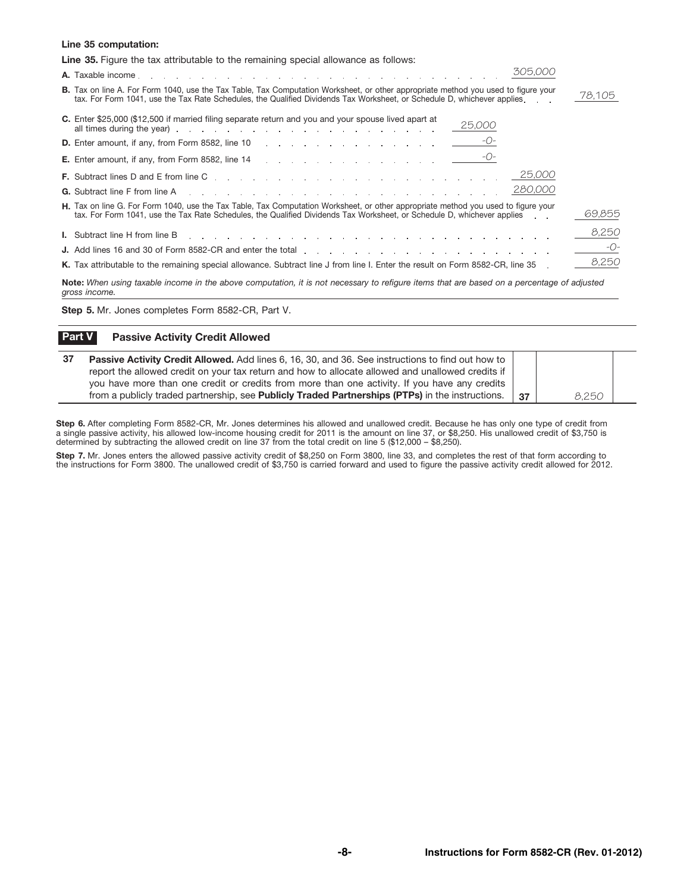**Line 35 computation:**

**Line 35.** Figure the tax attributable to the remaining special allowance as follows:

| | | | |
|---|---|---|---|
| **A.** Taxable income | | 305,000 | |
| **B.** Tax on line A. For Form 1040, use the Tax Table, Tax Computation Worksheet, or other appropriate method you used to figure your tax. For Form 1041, use the Tax Rate Schedules, the Qualified Dividends Tax Worksheet, or Schedule D, whichever applies | | | 78,105 |
| **C.** Enter $25,000 ($12,500 if married filing separate return and you and your spouse lived apart at all times during the year) | 25,000 | | |
| **D.** Enter amount, if any, from Form 8582, line 10 | -0- | | |
| **E.** Enter amount, if any, from Form 8582, line 14 | -0- | | |
| **F.** Subtract lines D and E from line C | | 25,000 | |
| **G.** Subtract line F from line A | | 280,000 | |
| **H.** Tax on line G. For Form 1040, use the Tax Table, Tax Computation Worksheet, or other appropriate method you used to figure your tax. For Form 1041, use the Tax Rate Schedules, the Qualified Dividends Tax Worksheet, or Schedule D, whichever applies | | | 69,855 |
| **I.** Subtract line H from line B | | | 8,250 |
| **J.** Add lines 16 and 30 of Form 8582-CR and enter the total | | | -0- |
| **K.** Tax attributable to the remaining special allowance. Subtract line J from line I. Enter the result on Form 8582-CR, line 35 | | | 8,250 |

**Note:** *When using taxable income in the above computation, it is not necessary to refigure items that are based on a percentage of adjusted gross income.*

**Step 5.** Mr. Jones completes Form 8582-CR, Part V.

**Part V Passive Activity Credit Allowed**

| | | | |
|---|---|---|---|
| **37** | **Passive Activity Credit Allowed.** Add lines 6, 16, 30, and 36. See instructions to find out how to report the allowed credit on your tax return and how to allocate allowed and unallowed credits if you have more than one credit or credits from more than one activity. If you have any credits from a publicly traded partnership, see **Publicly Traded Partnerships (PTPs)** in the instructions. | **37** | 8,250 |

**Step 6.** After completing Form 8582-CR, Mr. Jones determines his allowed and unallowed credit. Because he has only one type of credit from a single passive activity, his allowed low-income housing credit for 2011 is the amount on line 37, or $8,250. His unallowed credit of $3,750 is determined by subtracting the allowed credit on line 37 from the total credit on line 5 ($12,000 – $8,250).

**Step 7.** Mr. Jones enters the allowed passive activity credit of $8,250 on Form 3800, line 33, and completes the rest of that form according to the instructions for Form 3800. The unallowed credit of $3,750 is carried forward and used to figure the passive activity credit allowed for 2012.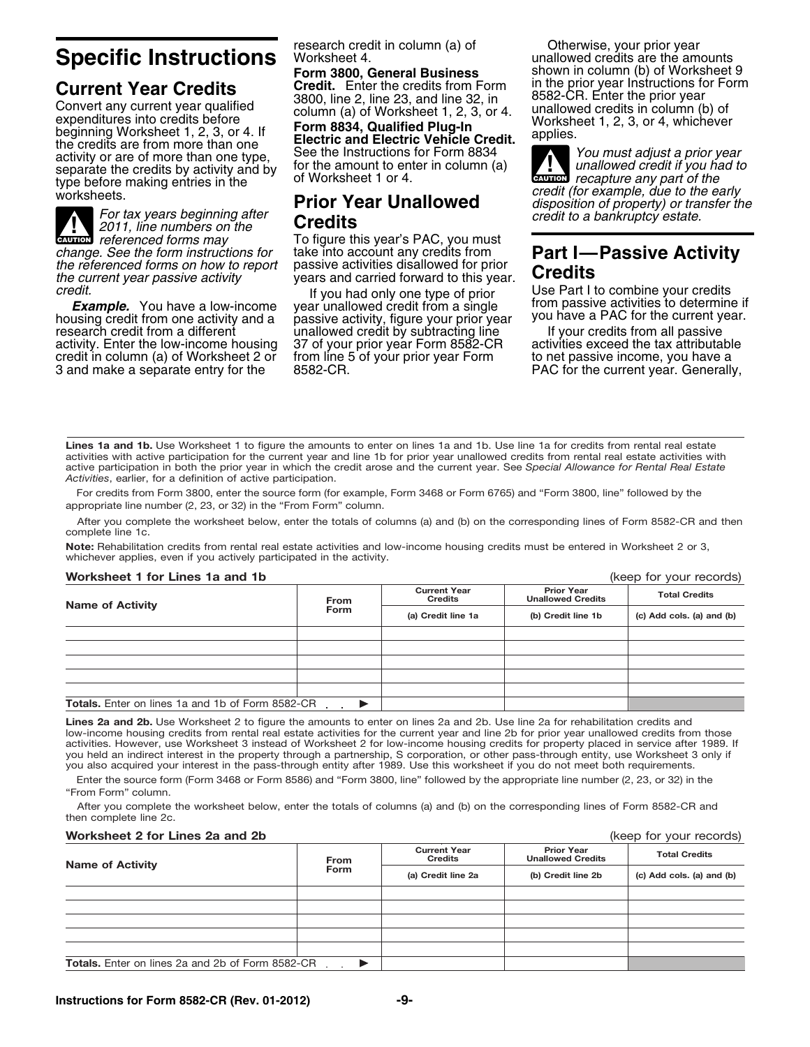# Specific Instructions

## Current Year Credits

Convert any current year qualified expenditures into credits before beginning Worksheet 1, 2, 3, or 4. If the credits are from more than one activity or are of more than one type, separate the credits by activity and by type before making entries in the worksheets.

**CAUTION** *For tax years beginning after 2011, line numbers on the referenced forms may change. See the form instructions for the referenced forms on how to report the current year passive activity credit.*

***Example.*** You have a low-income housing credit from one activity and a research credit from a different activity. Enter the low-income housing credit in column (a) of Worksheet 2 or 3 and make a separate entry for the research credit in column (a) of Worksheet 4.

**Form 3800, General Business Credit.** Enter the credits from Form 3800, line 2, line 23, and line 32, in column (a) of Worksheet 1, 2, 3, or 4.

**Form 8834, Qualified Plug-In Electric and Electric Vehicle Credit.** See the Instructions for Form 8834 for the amount to enter in column (a) of Worksheet 1 or 4.

## Prior Year Unallowed Credits

To figure this year's PAC, you must take into account any credits from passive activities disallowed for prior years and carried forward to this year.

If you had only one type of prior year unallowed credit from a single passive activity, figure your prior year unallowed credit by subtracting line 37 of your prior year Form 8582-CR from line 5 of your prior year Form 8582-CR.

Otherwise, your prior year unallowed credits are the amounts shown in column (b) of Worksheet 9 in the prior year Instructions for Form 8582-CR. Enter the prior year unallowed credits in column (b) of Worksheet 1, 2, 3, or 4, whichever applies.

**CAUTION** *You must adjust a prior year unallowed credit if you had to recapture any part of the credit (for example, due to the early disposition of property) or transfer the credit to a bankruptcy estate.*

## Part I—Passive Activity Credits

Use Part I to combine your credits from passive activities to determine if you have a PAC for the current year.

If your credits from all passive activities exceed the tax attributable to net passive income, you have a PAC for the current year. Generally,

**Lines 1a and 1b.** Use Worksheet 1 to figure the amounts to enter on lines 1a and 1b. Use line 1a for credits from rental real estate activities with active participation for the current year and line 1b for prior year unallowed credits from rental real estate activities with active participation in both the prior year in which the credit arose and the current year. See *Special Allowance for Rental Real Estate Activities*, earlier, for a definition of active participation.

For credits from Form 3800, enter the source form (for example, Form 3468 or Form 6765) and "Form 3800, line" followed by the appropriate line number (2, 23, or 32) in the "From Form" column.

After you complete the worksheet below, enter the totals of columns (a) and (b) on the corresponding lines of Form 8582-CR and then complete line 1c.

**Note:** Rehabilitation credits from rental real estate activities and low-income housing credits must be entered in Worksheet 2 or 3, whichever applies, even if you actively participated in the activity.

**Worksheet 1 for Lines 1a and 1b** (keep for your records)

| Name of Activity | From Form | Current Year Credits | Prior Year Unallowed Credits | Total Credits |
|---|---|---|---|---|
| | | (a) Credit line 1a | (b) Credit line 1b | (c) Add cols. (a) and (b) |
| | | | | |
| | | | | |
| | | | | |
| | | | | |
| | | | | |
| **Totals.** Enter on lines 1a and 1b of Form 8582-CR ▶ | | | | |

**Lines 2a and 2b.** Use Worksheet 2 to figure the amounts to enter on lines 2a and 2b. Use line 2a for rehabilitation credits and low-income housing credits from rental real estate activities for the current year and line 2b for prior year unallowed credits from those activities. However, use Worksheet 3 instead of Worksheet 2 for low-income housing credits for property placed in service after 1989. If you held an indirect interest in the property through a partnership, S corporation, or other pass-through entity, use Worksheet 3 only if you also acquired your interest in the pass-through entity after 1989. Use this worksheet if you do not meet both requirements.

Enter the source form (Form 3468 or Form 8586) and "Form 3800, line" followed by the appropriate line number (2, 23, or 32) in the "From Form" column.

After you complete the worksheet below, enter the totals of columns (a) and (b) on the corresponding lines of Form 8582-CR and then complete line 2c.

**Worksheet 2 for Lines 2a and 2b** (keep for your records)

| Name of Activity | From Form | Current Year Credits | Prior Year Unallowed Credits | Total Credits |
|---|---|---|---|---|
| | | (a) Credit line 2a | (b) Credit line 2b | (c) Add cols. (a) and (b) |
| | | | | |
| | | | | |
| | | | | |
| | | | | |
| | | | | |
| **Totals.** Enter on lines 2a and 2b of Form 8582-CR ▶ | | | | |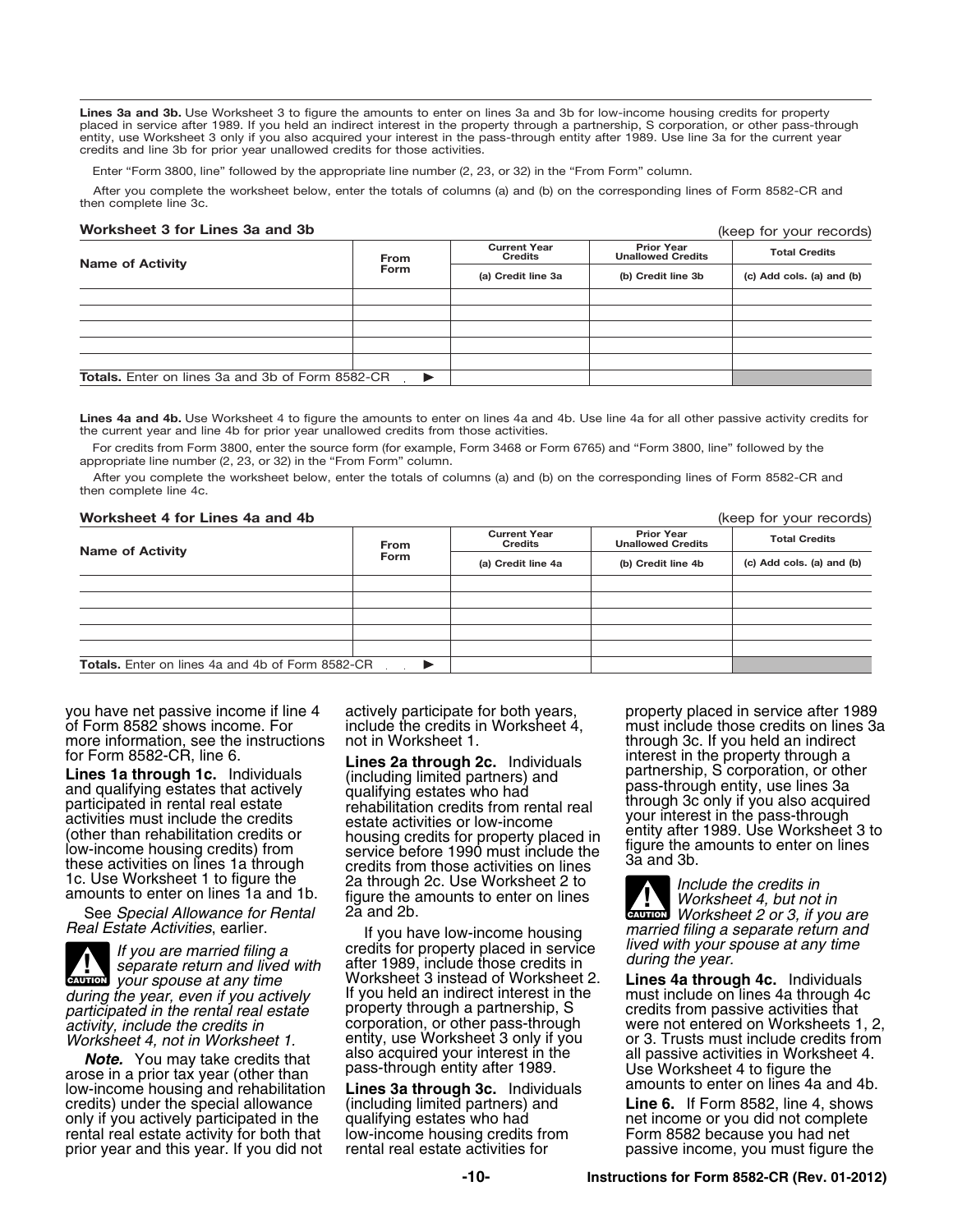**Lines 3a and 3b.** Use Worksheet 3 to figure the amounts to enter on lines 3a and 3b for low-income housing credits for property placed in service after 1989. If you held an indirect interest in the property through a partnership, S corporation, or other pass-through entity, use Worksheet 3 only if you also acquired your interest in the pass-through entity after 1989. Use line 3a for the current year credits and line 3b for prior year unallowed credits for those activities.

Enter "Form 3800, line" followed by the appropriate line number (2, 23, or 32) in the "From Form" column.

After you complete the worksheet below, enter the totals of columns (a) and (b) on the corresponding lines of Form 8582-CR and then complete line 3c.

**Worksheet 3 for Lines 3a and 3b** (keep for your records)

| Name of Activity | From Form | Current Year Credits | Prior Year Unallowed Credits | Total Credits |
|---|---|---|---|---|
| | | (a) Credit line 3a | (b) Credit line 3b | (c) Add cols. (a) and (b) |
| | | | | |
| | | | | |
| | | | | |
| | | | | |
| | | | | |
| **Totals.** Enter on lines 3a and 3b of Form 8582-CR ▶ | | | | |

**Lines 4a and 4b.** Use Worksheet 4 to figure the amounts to enter on lines 4a and 4b. Use line 4a for all other passive activity credits for the current year and line 4b for prior year unallowed credits from those activities.

For credits from Form 3800, enter the source form (for example, Form 3468 or Form 6765) and "Form 3800, line" followed by the appropriate line number (2, 23, or 32) in the "From Form" column.

After you complete the worksheet below, enter the totals of columns (a) and (b) on the corresponding lines of Form 8582-CR and then complete line 4c.

**Worksheet 4 for Lines 4a and 4b** (keep for your records)

| Name of Activity | From Form | Current Year Credits | Prior Year Unallowed Credits | Total Credits |
|---|---|---|---|---|
| | | (a) Credit line 4a | (b) Credit line 4b | (c) Add cols. (a) and (b) |
| | | | | |
| | | | | |
| | | | | |
| | | | | |
| | | | | |
| **Totals.** Enter on lines 4a and 4b of Form 8582-CR ▶ | | | | |

you have net passive income if line 4 of Form 8582 shows income. For more information, see the instructions for Form 8582-CR, line 6.

**Lines 1a through 1c.** Individuals and qualifying estates that actively participated in rental real estate activities must include the credits (other than rehabilitation credits or low-income housing credits) from these activities on lines 1a through 1c. Use Worksheet 1 to figure the amounts to enter on lines 1a and 1b.

See *Special Allowance for Rental Real Estate Activities*, earlier.

**CAUTION** *If you are married filing a separate return and lived with your spouse at any time during the year, even if you actively participated in the rental real estate activity, include the credits in Worksheet 4, not in Worksheet 1.*

***Note.*** You may take credits that arose in a prior tax year (other than low-income housing and rehabilitation credits) under the special allowance only if you actively participated in the rental real estate activity for both that prior year and this year. If you did not actively participate for both years, include the credits in Worksheet 4, not in Worksheet 1.

**Lines 2a through 2c.** Individuals (including limited partners) and qualifying estates who had rehabilitation credits from rental real estate activities or low-income housing credits for property placed in service before 1990 must include the credits from those activities on lines 2a through 2c. Use Worksheet 2 to figure the amounts to enter on lines 2a and 2b.

If you have low-income housing credits for property placed in service after 1989, include those credits in Worksheet 3 instead of Worksheet 2. If you held an indirect interest in the property through a partnership, S corporation, or other pass-through entity, use Worksheet 3 only if you also acquired your interest in the pass-through entity after 1989.

**Lines 3a through 3c.** Individuals (including limited partners) and qualifying estates who had low-income housing credits from rental real estate activities for property placed in service after 1989 must include those credits on lines 3a through 3c. If you held an indirect interest in the property through a partnership, S corporation, or other pass-through entity, use lines 3a through 3c only if you also acquired your interest in the pass-through entity after 1989. Use Worksheet 3 to figure the amounts to enter on lines 3a and 3b.

**CAUTION** *Include the credits in Worksheet 4, but not in Worksheet 2 or 3, if you are married filing a separate return and lived with your spouse at any time during the year.*

**Lines 4a through 4c.** Individuals must include on lines 4a through 4c credits from passive activities that were not entered on Worksheets 1, 2, or 3. Trusts must include credits from all passive activities in Worksheet 4. Use Worksheet 4 to figure the amounts to enter on lines 4a and 4b.

**Line 6.** If Form 8582, line 4, shows net income or you did not complete Form 8582 because you had net passive income, you must figure the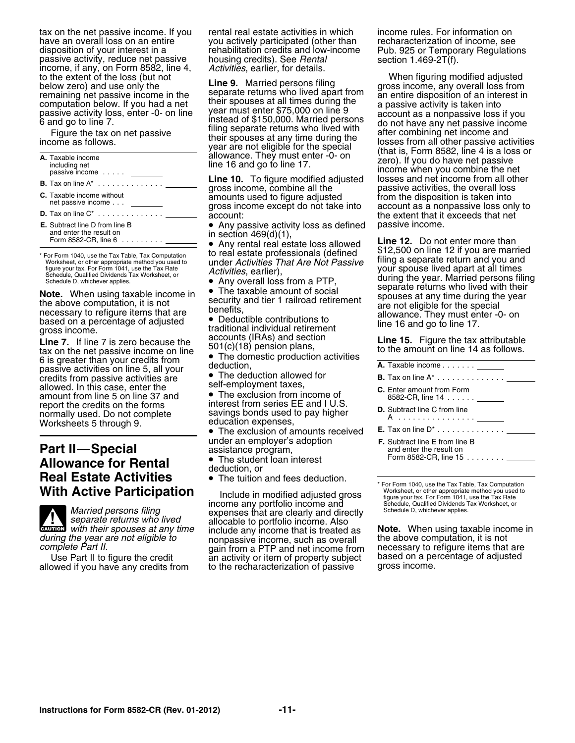tax on the net passive income. If you have an overall loss on an entire disposition of your interest in a passive activity, reduce net passive income, if any, on Form 8582, line 4, to the extent of the loss (but not below zero) and use only the remaining net passive income in the computation below. If you had a net passive activity loss, enter -0- on line 6 and go to line 7.

Figure the tax on net passive income as follows.

| | |
|---|---|
| **A.** Taxable income including net passive income . . . . . | |
| **B.** Tax on line A* . . . . . . . . . . . . . . | |
| **C.** Taxable income without net passive income . . . | |
| **D.** Tax on line C* . . . . . . . . . . . . . . | |
| **E.** Subtract line D from line B and enter the result on Form 8582-CR, line 6 . . . . . . . . . | |

\* For Form 1040, use the Tax Table, Tax Computation Worksheet, or other appropriate method you used to figure your tax. For Form 1041, use the Tax Rate Schedule, Qualified Dividends Tax Worksheet, or Schedule D, whichever applies.

**Note.** When using taxable income in the above computation, it is not necessary to refigure items that are based on a percentage of adjusted gross income.

**Line 7.** If line 7 is zero because the tax on the net passive income on line 6 is greater than your credits from passive activities on line 5, all your credits from passive activities are allowed. In this case, enter the amount from line 5 on line 37 and report the credits on the forms normally used. Do not complete Worksheets 5 through 9.

## Part II—Special Allowance for Rental Real Estate Activities With Active Participation

**CAUTION** *Married persons filing separate returns who lived with their spouses at any time during the year are not eligible to complete Part II.*

Use Part II to figure the credit allowed if you have any credits from rental real estate activities in which you actively participated (other than rehabilitation credits and low-income housing credits). See *Rental Activities*, earlier, for details.

**Line 9.** Married persons filing separate returns who lived apart from their spouses at all times during the year must enter $75,000 on line 9 instead of $150,000. Married persons filing separate returns who lived with their spouses at any time during the year are not eligible for the special allowance. They must enter -0- on line 16 and go to line 17.

**Line 10.** To figure modified adjusted gross income, combine all the amounts used to figure adjusted gross income except do not take into account:

- Any passive activity loss as defined in section 469(d)(1),
- Any rental real estate loss allowed to real estate professionals (defined under *Activities That Are Not Passive Activities*, earlier),
- Any overall loss from a PTP,
- The taxable amount of social security and tier 1 railroad retirement benefits,
- Deductible contributions to traditional individual retirement accounts (IRAs) and section 501(c)(18) pension plans,
- The domestic production activities deduction,
- The deduction allowed for self-employment taxes,
- The exclusion from income of interest from series EE and I U.S. savings bonds used to pay higher education expenses,
- The exclusion of amounts received under an employer's adoption assistance program,
- The student loan interest deduction, or
- The tuition and fees deduction.

Include in modified adjusted gross income any portfolio income and expenses that are clearly and directly allocable to portfolio income. Also include any income that is treated as nonpassive income, such as overall gain from a PTP and net income from an activity or item of property subject to the recharacterization of passive income rules. For information on recharacterization of income, see Pub. 925 or Temporary Regulations section 1.469-2T(f).

When figuring modified adjusted gross income, any overall loss from an entire disposition of an interest in a passive activity is taken into account as a nonpassive loss if you do not have any net passive income after combining net income and losses from all other passive activities (that is, Form 8582, line 4 is a loss or zero). If you do have net passive income when you combine the net losses and net income from all other passive activities, the overall loss from the disposition is taken into account as a nonpassive loss only to the extent that it exceeds that net passive income.

**Line 12.** Do not enter more than $12,500 on line 12 if you are married filing a separate return and you and your spouse lived apart at all times during the year. Married persons filing separate returns who lived with their spouses at any time during the year are not eligible for the special allowance. They must enter -0- on line 16 and go to line 17.

**Line 15.** Figure the tax attributable to the amount on line 14 as follows.

| | |
|---|---|
| **A.** Taxable income . . . . . . . | |
| **B.** Tax on line A* . . . . . . . . . . . . . . | |
| **C.** Enter amount from Form 8582-CR, line 14 . . . . . . | |
| **D.** Subtract line C from line A . . . . . . . . . . . . . . . . | |
| **E.** Tax on line D* . . . . . . . . . . . . . . | |
| **F.** Subtract line E from line B and enter the result on Form 8582-CR, line 15 . . . . . . . . | |

\* For Form 1040, use the Tax Table, Tax Computation Worksheet, or other appropriate method you used to figure your tax. For Form 1041, use the Tax Rate Schedule, Qualified Dividends Tax Worksheet, or Schedule D, whichever applies.

**Note.** When using taxable income in the above computation, it is not necessary to refigure items that are based on a percentage of adjusted gross income.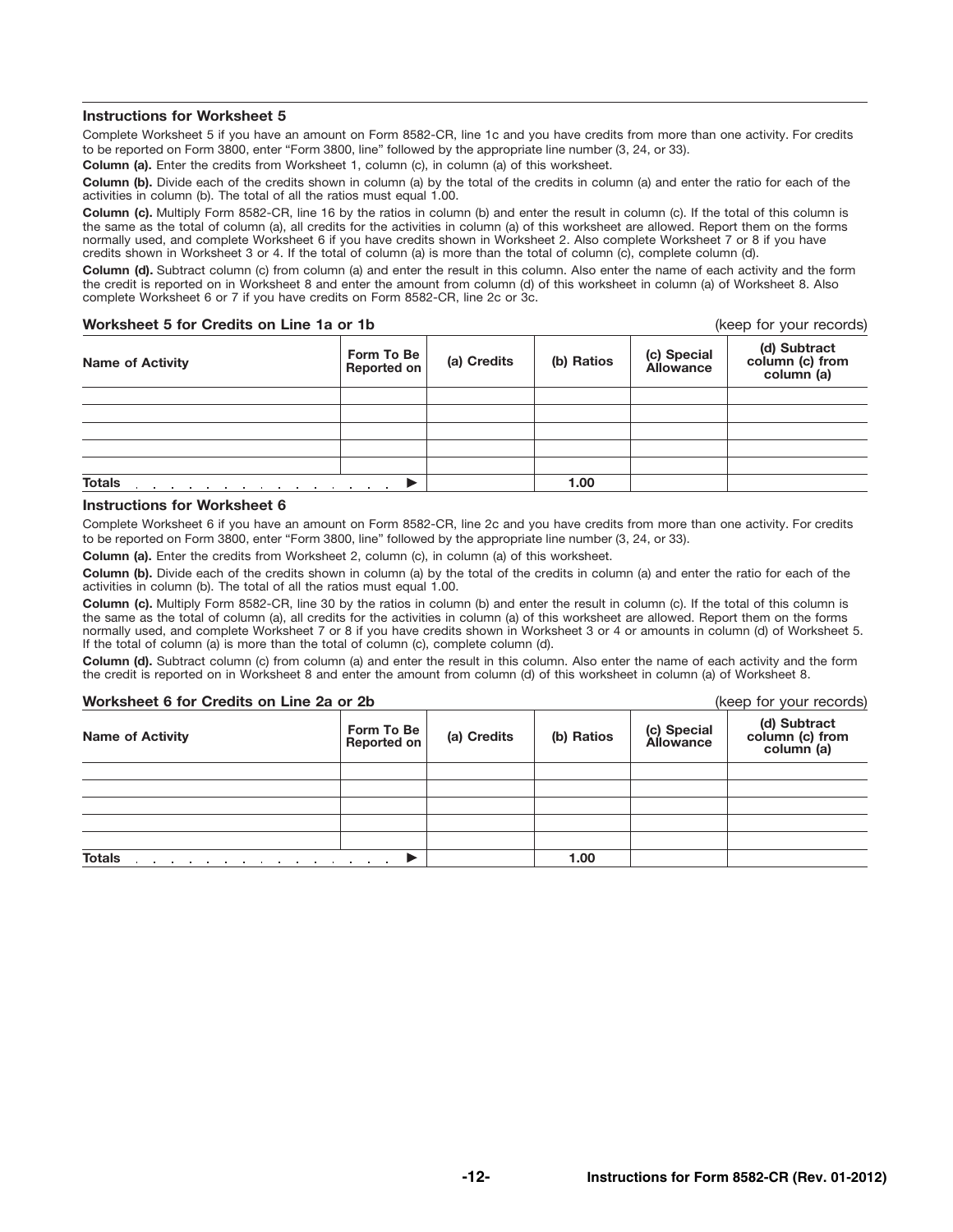### Instructions for Worksheet 5

Complete Worksheet 5 if you have an amount on Form 8582-CR, line 1c and you have credits from more than one activity. For credits to be reported on Form 3800, enter "Form 3800, line" followed by the appropriate line number (3, 24, or 33).

**Column (a).** Enter the credits from Worksheet 1, column (c), in column (a) of this worksheet.

**Column (b).** Divide each of the credits shown in column (a) by the total of the credits in column (a) and enter the ratio for each of the activities in column (b). The total of all the ratios must equal 1.00.

**Column (c).** Multiply Form 8582-CR, line 16 by the ratios in column (b) and enter the result in column (c). If the total of this column is the same as the total of column (a), all credits for the activities in column (a) of this worksheet are allowed. Report them on the forms normally used, and complete Worksheet 6 if you have credits shown in Worksheet 2. Also complete Worksheet 7 or 8 if you have credits shown in Worksheet 3 or 4. If the total of column (a) is more than the total of column (c), complete column (d).

**Column (d).** Subtract column (c) from column (a) and enter the result in this column. Also enter the name of each activity and the form the credit is reported on in Worksheet 8 and enter the amount from column (d) of this worksheet in column (a) of Worksheet 8. Also complete Worksheet 6 or 7 if you have credits on Form 8582-CR, line 2c or 3c.

**Worksheet 5 for Credits on Line 1a or 1b** (keep for your records)

| Name of Activity | Form To Be Reported on | (a) Credits | (b) Ratios | (c) Special Allowance | (d) Subtract column (c) from column (a) |
|---|---|---|---|---|---|
| | | | | | |
| | | | | | |
| | | | | | |
| | | | | | |
| | | | | | |
| **Totals** ▶ | | | 1.00 | | |

### Instructions for Worksheet 6

Complete Worksheet 6 if you have an amount on Form 8582-CR, line 2c and you have credits from more than one activity. For credits to be reported on Form 3800, enter "Form 3800, line" followed by the appropriate line number (3, 24, or 33).

**Column (a).** Enter the credits from Worksheet 2, column (c), in column (a) of this worksheet.

**Column (b).** Divide each of the credits shown in column (a) by the total of the credits in column (a) and enter the ratio for each of the activities in column (b). The total of all the ratios must equal 1.00.

**Column (c).** Multiply Form 8582-CR, line 30 by the ratios in column (b) and enter the result in column (c). If the total of this column is the same as the total of column (a), all credits for the activities in column (a) of this worksheet are allowed. Report them on the forms normally used, and complete Worksheet 7 or 8 if you have credits shown in Worksheet 3 or 4 or amounts in column (d) of Worksheet 5. If the total of column (a) is more than the total of column (c), complete column (d).

**Column (d).** Subtract column (c) from column (a) and enter the result in this column. Also enter the name of each activity and the form the credit is reported on in Worksheet 8 and enter the amount from column (d) of this worksheet in column (a) of Worksheet 8.

**Worksheet 6 for Credits on Line 2a or 2b** (keep for your records)

| Name of Activity | Form To Be Reported on | (a) Credits | (b) Ratios | (c) Special Allowance | (d) Subtract column (c) from column (a) |
|---|---|---|---|---|---|
| | | | | | |
| | | | | | |
| | | | | | |
| | | | | | |
| | | | | | |
| **Totals** ▶ | | | 1.00 | | |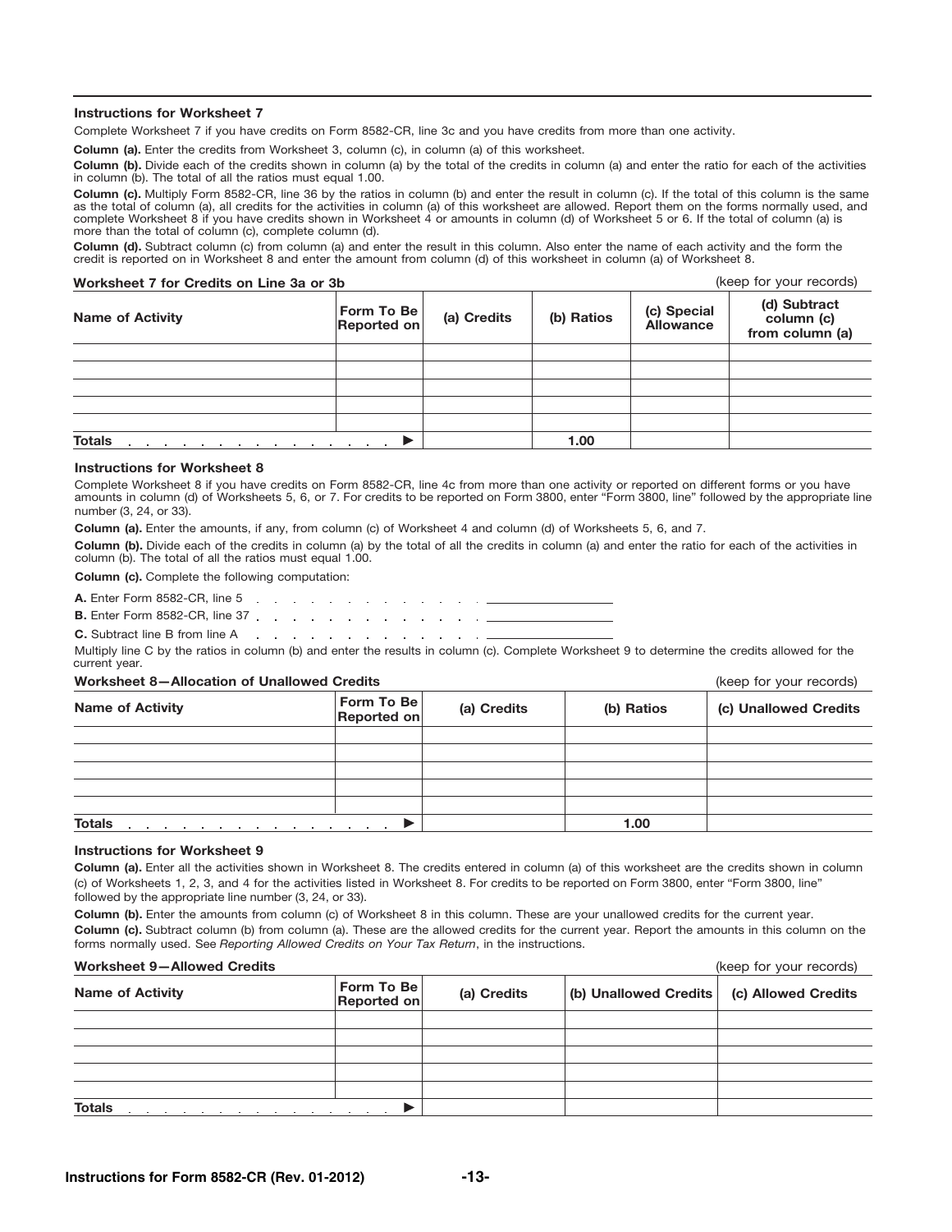### Instructions for Worksheet 7

Complete Worksheet 7 if you have credits on Form 8582-CR, line 3c and you have credits from more than one activity.

**Column (a).** Enter the credits from Worksheet 3, column (c), in column (a) of this worksheet.

**Column (b).** Divide each of the credits shown in column (a) by the total of the credits in column (a) and enter the ratio for each of the activities in column (b). The total of all the ratios must equal 1.00.

**Column (c).** Multiply Form 8582-CR, line 36 by the ratios in column (b) and enter the result in column (c). If the total of this column is the same as the total of column (a), all credits for the activities in column (a) of this worksheet are allowed. Report them on the forms normally used, and complete Worksheet 8 if you have credits shown in Worksheet 4 or amounts in column (d) of Worksheet 5 or 6. If the total of column (a) is more than the total of column (c), complete column (d).

**Column (d).** Subtract column (c) from column (a) and enter the result in this column. Also enter the name of each activity and the form the credit is reported on in Worksheet 8 and enter the amount from column (d) of this worksheet in column (a) of Worksheet 8.

**Worksheet 7 for Credits on Line 3a or 3b** (keep for your records)

| Name of Activity | Form To Be Reported on | (a) Credits | (b) Ratios | (c) Special Allowance | (d) Subtract column (c) from column (a) |
|---|---|---|---|---|---|
| | | | | | |
| | | | | | |
| | | | | | |
| | | | | | |
| | | | | | |
| **Totals** . . . . . . . . . . . . . . . ▶ | | | 1.00 | | |

### Instructions for Worksheet 8

Complete Worksheet 8 if you have credits on Form 8582-CR, line 4c from more than one activity or reported on different forms or you have amounts in column (d) of Worksheets 5, 6, or 7. For credits to be reported on Form 3800, enter "Form 3800, line" followed by the appropriate line number (3, 24, or 33).

**Column (a).** Enter the amounts, if any, from column (c) of Worksheet 4 and column (d) of Worksheets 5, 6, and 7.

**Column (b).** Divide each of the credits in column (a) by the total of all the credits in column (a) and enter the ratio for each of the activities in column (b). The total of all the ratios must equal 1.00.

**Column (c).** Complete the following computation:

**A.** Enter Form 8582-CR, line 5 . . . . . . . . . . . . . . ______

**B.** Enter Form 8582-CR, line 37 . . . . . . . . . . . . . ______

**C.** Subtract line B from line A . . . . . . . . . . . . . ______

Multiply line C by the ratios in column (b) and enter the results in column (c). Complete Worksheet 9 to determine the credits allowed for the current year.

**Worksheet 8—Allocation of Unallowed Credits** (keep for your records)

| Name of Activity | Form To Be Reported on | (a) Credits | (b) Ratios | (c) Unallowed Credits |
|---|---|---|---|---|
| | | | | |
| | | | | |
| | | | | |
| | | | | |
| | | | | |
| **Totals** . . . . . . . . . . . . . . . ▶ | | | 1.00 | |

### Instructions for Worksheet 9

**Column (a).** Enter all the activities shown in Worksheet 8. The credits entered in column (a) of this worksheet are the credits shown in column (c) of Worksheets 1, 2, 3, and 4 for the activities listed in Worksheet 8. For credits to be reported on Form 3800, enter "Form 3800, line" followed by the appropriate line number (3, 24, or 33).

**Column (b).** Enter the amounts from column (c) of Worksheet 8 in this column. These are your unallowed credits for the current year.

**Column (c).** Subtract column (b) from column (a). These are the allowed credits for the current year. Report the amounts in this column on the forms normally used. See *Reporting Allowed Credits on Your Tax Return*, in the instructions.

**Worksheet 9—Allowed Credits** (keep for your records)

| Name of Activity | Form To Be Reported on | (a) Credits | (b) Unallowed Credits | (c) Allowed Credits |
|---|---|---|---|---|
| | | | | |
| | | | | |
| | | | | |
| | | | | |
| | | | | |
| **Totals** . . . . . . . . . . . . . . . ▶ | | | | |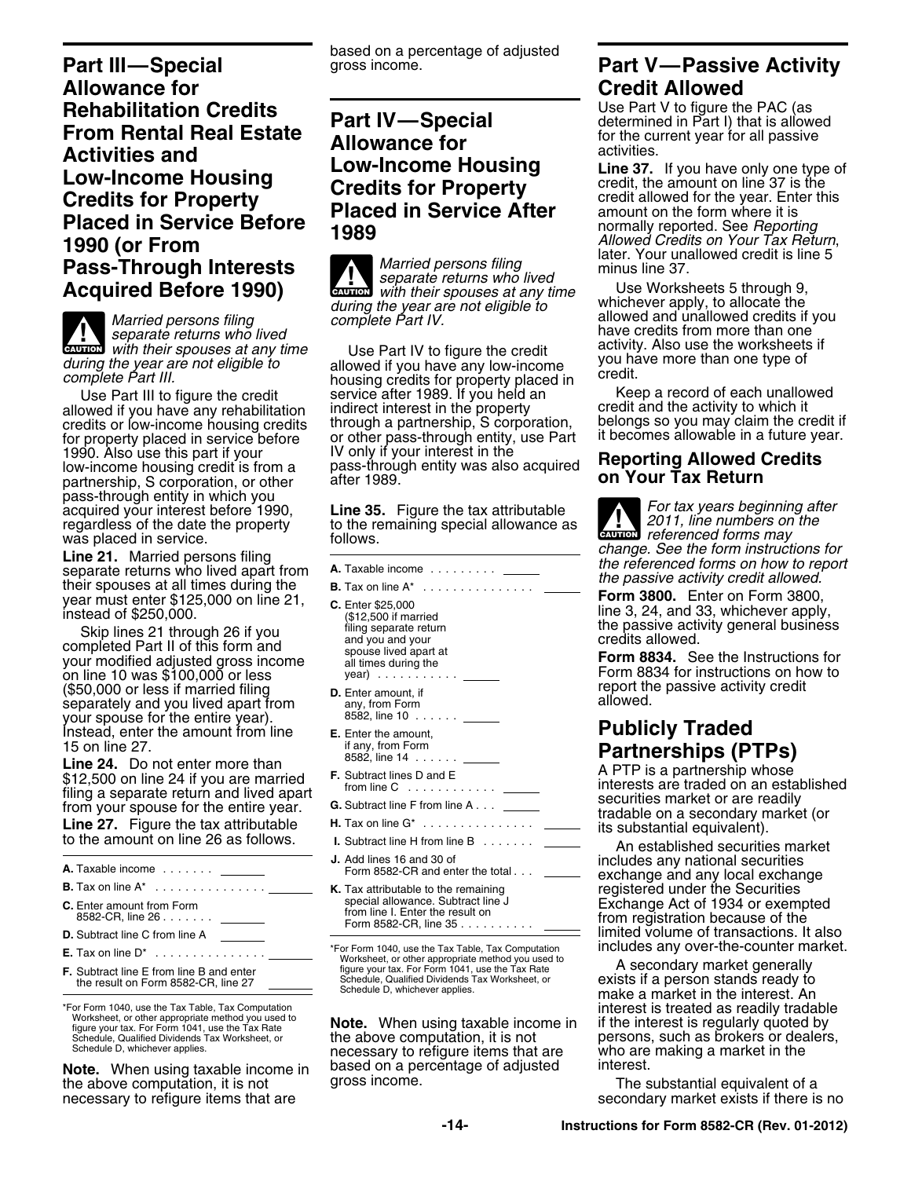## Part III—Special Allowance for Rehabilitation Credits From Rental Real Estate Activities and Low-Income Housing Credits for Property Placed in Service Before 1990 (or From Pass-Through Interests Acquired Before 1990)

**CAUTION** *Married persons filing separate returns who lived with their spouses at any time during the year are not eligible to complete Part III.*

Use Part III to figure the credit allowed if you have any rehabilitation credits or low-income housing credits for property placed in service before 1990. Also use this part if your low-income housing credit is from a partnership, S corporation, or other pass-through entity in which you acquired your interest before 1990, regardless of the date the property was placed in service.

**Line 21.** Married persons filing separate returns who lived apart from their spouses at all times during the year must enter $125,000 on line 21, instead of $250,000.

Skip lines 21 through 26 if you completed Part II of this form and your modified adjusted gross income on line 10 was $100,000 or less ($50,000 or less if married filing separately and you lived apart from your spouse for the entire year). Instead, enter the amount from line 15 on line 27.

**Line 24.** Do not enter more than $12,500 on line 24 if you are married filing a separate return and lived apart from your spouse for the entire year.

**Line 27.** Figure the tax attributable to the amount on line 26 as follows.

| | | |
|---|---|---|
| **A.** Taxable income . . . . . . . | ______ | |
| **B.** Tax on line A* . . . . . . . . . . . . . . . | | ______ |
| **C.** Enter amount from Form 8582-CR, line 26 . . . . . . . | ______ | |
| **D.** Subtract line C from line A | ______ | |
| **E.** Tax on line D* . . . . . . . . . . . . . . . | | ______ |
| **F.** Subtract line E from line B and enter the result on Form 8582-CR, line 27 | | ______ |

*For Form 1040, use the Tax Table, Tax Computation Worksheet, or other appropriate method you used to figure your tax. For Form 1041, use the Tax Rate Schedule, Qualified Dividends Tax Worksheet, or Schedule D, whichever applies.

**Note.** When using taxable income in the above computation, it is not necessary to refigure items that are based on a percentage of adjusted gross income.

## Part IV—Special Allowance for Low-Income Housing Credits for Property Placed in Service After 1989

**CAUTION** *Married persons filing separate returns who lived with their spouses at any time during the year are not eligible to complete Part IV.*

Use Part IV to figure the credit allowed if you have any low-income housing credits for property placed in service after 1989. If you held an indirect interest in the property through a partnership, S corporation, or other pass-through entity, use Part IV only if your interest in the pass-through entity was also acquired after 1989.

**Line 35.** Figure the tax attributable to the remaining special allowance as follows.

| | | |
|---|---|---|
| **A.** Taxable income . . . . . . . . . | ______ | |
| **B.** Tax on line A* . . . . . . . . . . . . . . . | | ______ |
| **C.** Enter $25,000 ($12,500 if married filing separate return and you and your spouse lived apart at all times during the year) . . . . . . . . . . . | ______ | |
| **D.** Enter amount, if any, from Form 8582, line 10 . . . . . . | ______ | |
| **E.** Enter the amount, if any, from Form 8582, line 14 . . . . . . | ______ | |
| **F.** Subtract lines D and E from line C . . . . . . . . . . . | ______ | |
| **G.** Subtract line F from line A . . . | ______ | |
| **H.** Tax on line G* . . . . . . . . . . . . . . . | | ______ |
| **I.** Subtract line H from line B . . . . . . . | | ______ |
| **J.** Add lines 16 and 30 of Form 8582-CR and enter the total . . . | | ______ |
| **K.** Tax attributable to the remaining special allowance. Subtract line J from line I. Enter the result on Form 8582-CR, line 35 . . . . . . . . . . | | ______ |

*For Form 1040, use the Tax Table, Tax Computation Worksheet, or other appropriate method you used to figure your tax. For Form 1041, use the Tax Rate Schedule, Qualified Dividends Tax Worksheet, or Schedule D, whichever applies.

**Note.** When using taxable income in the above computation, it is not necessary to refigure items that are based on a percentage of adjusted gross income.

## Part V—Passive Activity Credit Allowed

Use Part V to figure the PAC (as determined in Part I) that is allowed for the current year for all passive activities.

**Line 37.** If you have only one type of credit, the amount on line 37 is the credit allowed for the year. Enter this amount on the form where it is normally reported. See *Reporting Allowed Credits on Your Tax Return*, later. Your unallowed credit is line 5 minus line 37.

Use Worksheets 5 through 9, whichever apply, to allocate the allowed and unallowed credits if you have credits from more than one activity. Also use the worksheets if you have more than one type of credit.

Keep a record of each unallowed credit and the activity to which it belongs so you may claim the credit if it becomes allowable in a future year.

### Reporting Allowed Credits on Your Tax Return

**CAUTION** *For tax years beginning after 2011, line numbers on the referenced forms may change. See the form instructions for the referenced forms on how to report the passive activity credit allowed.*

**Form 3800.** Enter on Form 3800, line 3, 24, and 33, whichever apply, the passive activity general business credits allowed.

**Form 8834.** See the Instructions for Form 8834 for instructions on how to report the passive activity credit allowed.

## Publicly Traded Partnerships (PTPs)

A PTP is a partnership whose interests are traded on an established securities market or are readily tradable on a secondary market (or its substantial equivalent).

An established securities market includes any national securities exchange and any local exchange registered under the Securities Exchange Act of 1934 or exempted from registration because of the limited volume of transactions. It also includes any over-the-counter market.

A secondary market generally exists if a person stands ready to make a market in the interest. An interest is treated as readily tradable if the interest is regularly quoted by persons, such as brokers or dealers, who are making a market in the interest.

The substantial equivalent of a secondary market exists if there is no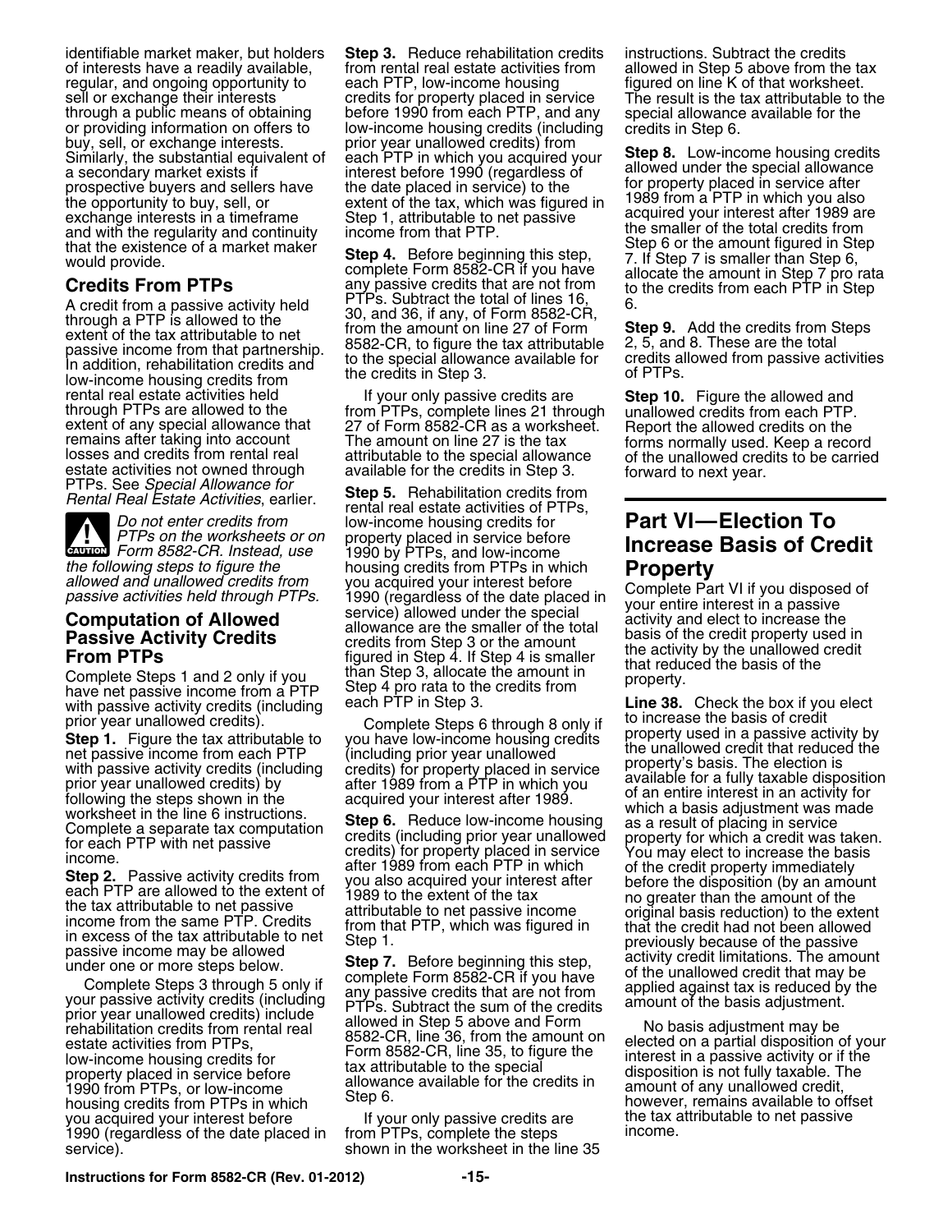identifiable market maker, but holders of interests have a readily available, regular, and ongoing opportunity to sell or exchange their interests through a public means of obtaining or providing information on offers to buy, sell, or exchange interests. Similarly, the substantial equivalent of a secondary market exists if prospective buyers and sellers have the opportunity to buy, sell, or exchange interests in a timeframe and with the regularity and continuity that the existence of a market maker would provide.

### Credits From PTPs

A credit from a passive activity held through a PTP is allowed to the extent of the tax attributable to net passive income from that partnership. In addition, rehabilitation credits and low-income housing credits from rental real estate activities held through PTPs are allowed to the extent of any special allowance that remains after taking into account losses and credits from rental real estate activities not owned through PTPs. See *Special Allowance for Rental Real Estate Activities*, earlier.

**CAUTION** *Do not enter credits from PTPs on the worksheets or on Form 8582-CR. Instead, use the following steps to figure the allowed and unallowed credits from passive activities held through PTPs.*

### Computation of Allowed Passive Activity Credits From PTPs

Complete Steps 1 and 2 only if you have net passive income from a PTP with passive activity credits (including prior year unallowed credits).

**Step 1.** Figure the tax attributable to net passive income from each PTP with passive activity credits (including prior year unallowed credits) by following the steps shown in the worksheet in the line 6 instructions. Complete a separate tax computation for each PTP with net passive income.

**Step 2.** Passive activity credits from each PTP are allowed to the extent of the tax attributable to net passive income from the same PTP. Credits in excess of the tax attributable to net passive income may be allowed under one or more steps below.

Complete Steps 3 through 5 only if your passive activity credits (including prior year unallowed credits) include rehabilitation credits from rental real estate activities from PTPs, low-income housing credits for property placed in service before 1990 from PTPs, or low-income housing credits from PTPs in which you acquired your interest before 1990 (regardless of the date placed in service).

**Step 3.** Reduce rehabilitation credits from rental real estate activities from each PTP, low-income housing credits for property placed in service before 1990 from each PTP, and any low-income housing credits (including prior year unallowed credits) from each PTP in which you acquired your interest before 1990 (regardless of the date placed in service) to the extent of the tax, which was figured in Step 1, attributable to net passive income from that PTP.

**Step 4.** Before beginning this step, complete Form 8582-CR if you have any passive credits that are not from PTPs. Subtract the total of lines 16, 30, and 36, if any, of Form 8582-CR, from the amount on line 27 of Form 8582-CR, to figure the tax attributable to the special allowance available for the credits in Step 3.

If your only passive credits are from PTPs, complete lines 21 through 27 of Form 8582-CR as a worksheet. The amount on line 27 is the tax attributable to the special allowance available for the credits in Step 3.

**Step 5.** Rehabilitation credits from rental real estate activities of PTPs, low-income housing credits for property placed in service before 1990 by PTPs, and low-income housing credits from PTPs in which you acquired your interest before 1990 (regardless of the date placed in service) allowed under the special allowance are the smaller of the total credits from Step 3 or the amount figured in Step 4. If Step 4 is smaller than Step 3, allocate the amount in Step 4 pro rata to the credits from each PTP in Step 3.

Complete Steps 6 through 8 only if you have low-income housing credits (including prior year unallowed credits) for property placed in service after 1989 from a PTP in which you acquired your interest after 1989.

**Step 6.** Reduce low-income housing credits (including prior year unallowed credits) for property placed in service after 1989 from each PTP in which you also acquired your interest after 1989 to the extent of the tax attributable to net passive income from that PTP, which was figured in Step 1.

**Step 7.** Before beginning this step, complete Form 8582-CR if you have any passive credits that are not from PTPs. Subtract the sum of the credits allowed in Step 5 above and Form 8582-CR, line 36, from the amount on Form 8582-CR, line 35, to figure the tax attributable to the special allowance available for the credits in Step 6.

If your only passive credits are from PTPs, complete the steps shown in the worksheet in the line 35 instructions. Subtract the credits allowed in Step 5 above from the tax figured on line K of that worksheet. The result is the tax attributable to the special allowance available for the credits in Step 6.

**Step 8.** Low-income housing credits allowed under the special allowance for property placed in service after 1989 from a PTP in which you also acquired your interest after 1989 are the smaller of the total credits from Step 6 or the amount figured in Step 7. If Step 7 is smaller than Step 6, allocate the amount in Step 7 pro rata to the credits from each PTP in Step 6.

**Step 9.** Add the credits from Steps 2, 5, and 8. These are the total credits allowed from passive activities of PTPs.

**Step 10.** Figure the allowed and unallowed credits from each PTP. Report the allowed credits on the forms normally used. Keep a record of the unallowed credits to be carried forward to next year.

## Part VI—Election To Increase Basis of Credit Property

Complete Part VI if you disposed of your entire interest in a passive activity and elect to increase the basis of the credit property used in the activity by the unallowed credit that reduced the basis of the property.

**Line 38.** Check the box if you elect to increase the basis of credit property used in a passive activity by the unallowed credit that reduced the property's basis. The election is available for a fully taxable disposition of an entire interest in an activity for which a basis adjustment was made as a result of placing in service property for which a credit was taken. You may elect to increase the basis of the credit property immediately before the disposition (by an amount no greater than the amount of the original basis reduction) to the extent that the credit had not been allowed previously because of the passive activity credit limitations. The amount of the unallowed credit that may be applied against tax is reduced by the amount of the basis adjustment.

No basis adjustment may be elected on a partial disposition of your interest in a passive activity or if the disposition is not fully taxable. The amount of any unallowed credit, however, remains available to offset the tax attributable to net passive income.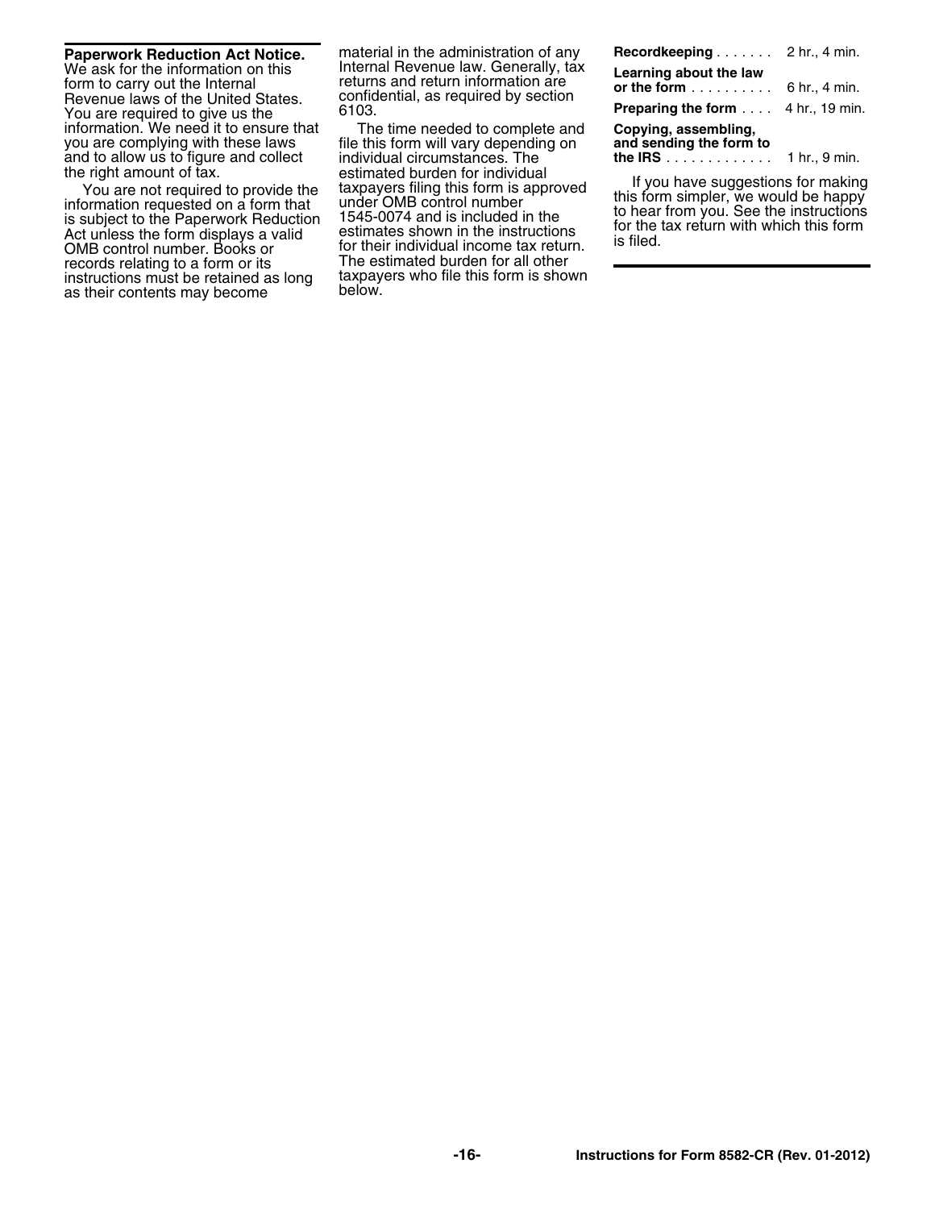**Paperwork Reduction Act Notice.** We ask for the information on this form to carry out the Internal Revenue laws of the United States. You are required to give us the information. We need it to ensure that you are complying with these laws and to allow us to figure and collect the right amount of tax.

You are not required to provide the information requested on a form that is subject to the Paperwork Reduction Act unless the form displays a valid OMB control number. Books or records relating to a form or its instructions must be retained as long as their contents may become material in the administration of any Internal Revenue law. Generally, tax returns and return information are confidential, as required by section 6103.

The time needed to complete and file this form will vary depending on individual circumstances. The estimated burden for individual taxpayers filing this form is approved under OMB control number 1545-0074 and is included in the estimates shown in the instructions for their individual income tax return. The estimated burden for all other taxpayers who file this form is shown below.

| | |
|---|---|
| **Recordkeeping** | 2 hr., 4 min. |
| **Learning about the law or the form** | 6 hr., 4 min. |
| **Preparing the form** | 4 hr., 19 min. |
| **Copying, assembling, and sending the form to the IRS** | 1 hr., 9 min. |

If you have suggestions for making this form simpler, we would be happy to hear from you. See the instructions for the tax return with which this form is filed.